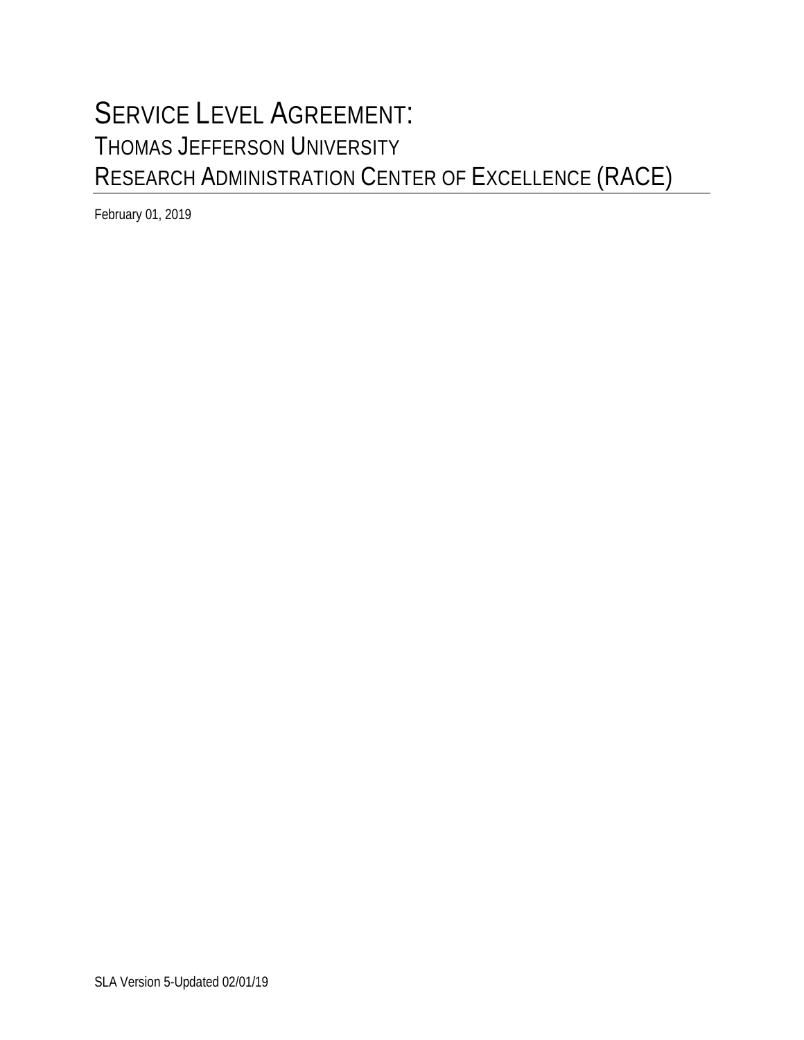# SERVICE LEVEL AGREEMENT:
## THOMAS JEFFERSON UNIVERSITY
## RESEARCH ADMINISTRATION CENTER OF EXCELLENCE (RACE)

February 01, 2019

SLA Version 5-Updated 02/01/19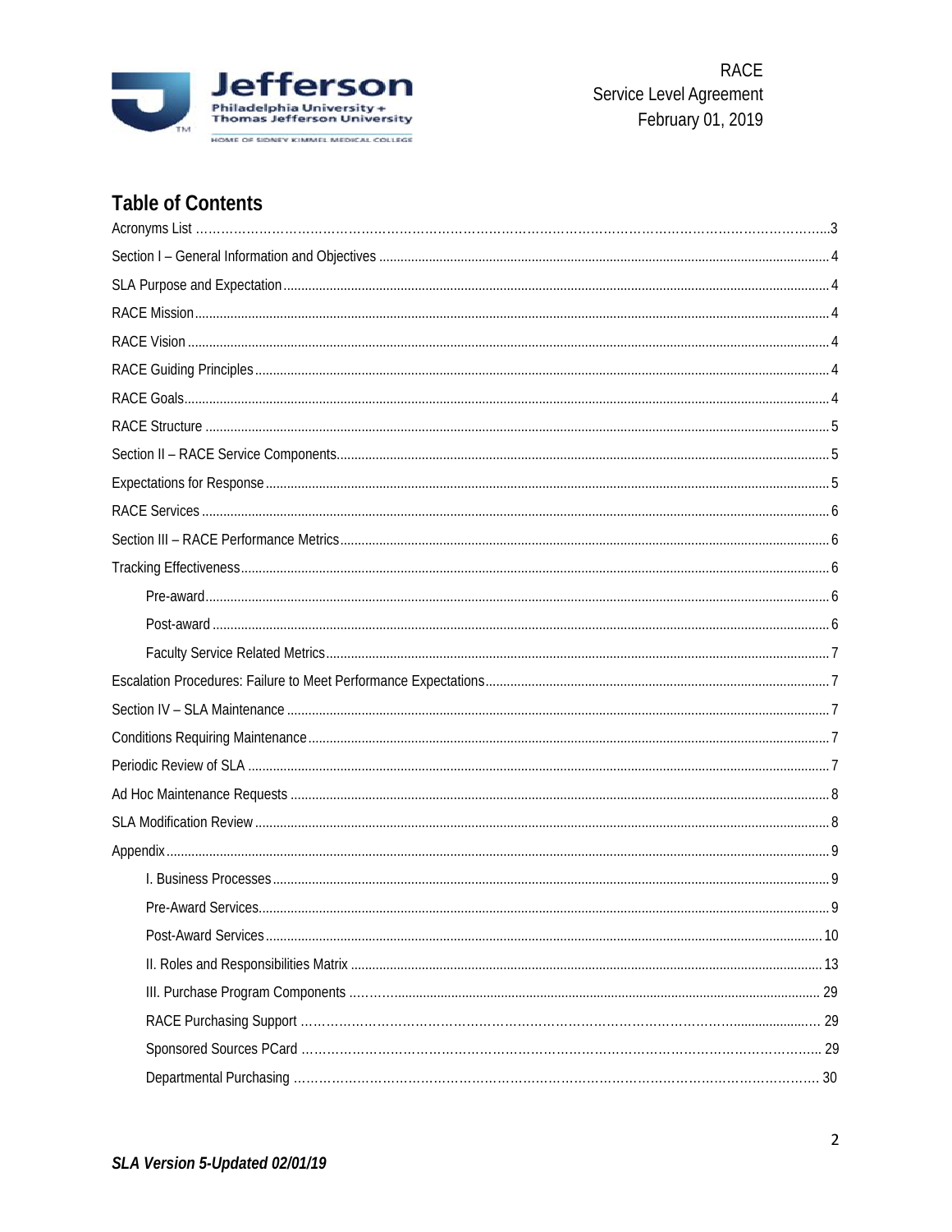## Table of Contents

- Acronyms List ... 3
- Section I – General Information and Objectives ... 4
- SLA Purpose and Expectation ... 4
- RACE Mission ... 4
- RACE Vision ... 4
- RACE Guiding Principles ... 4
- RACE Goals ... 4
- RACE Structure ... 5
- Section II – RACE Service Components ... 5
- Expectations for Response ... 5
- RACE Services ... 6
- Section III – RACE Performance Metrics ... 6
- Tracking Effectiveness ... 6
    - Pre-award ... 6
    - Post-award ... 6
    - Faculty Service Related Metrics ... 7
- Escalation Procedures: Failure to Meet Performance Expectations ... 7
- Section IV – SLA Maintenance ... 7
- Conditions Requiring Maintenance ... 7
- Periodic Review of SLA ... 7
- Ad Hoc Maintenance Requests ... 8
- SLA Modification Review ... 8
- Appendix ... 9
    - I. Business Processes ... 9
    - Pre-Award Services ... 9
    - Post-Award Services ... 10
    - II. Roles and Responsibilities Matrix ... 13
    - III. Purchase Program Components ... 29
    - RACE Purchasing Support ... 29
    - Sponsored Sources PCard ... 29
    - Departmental Purchasing ... 30

*SLA Version 5-Updated 02/01/19*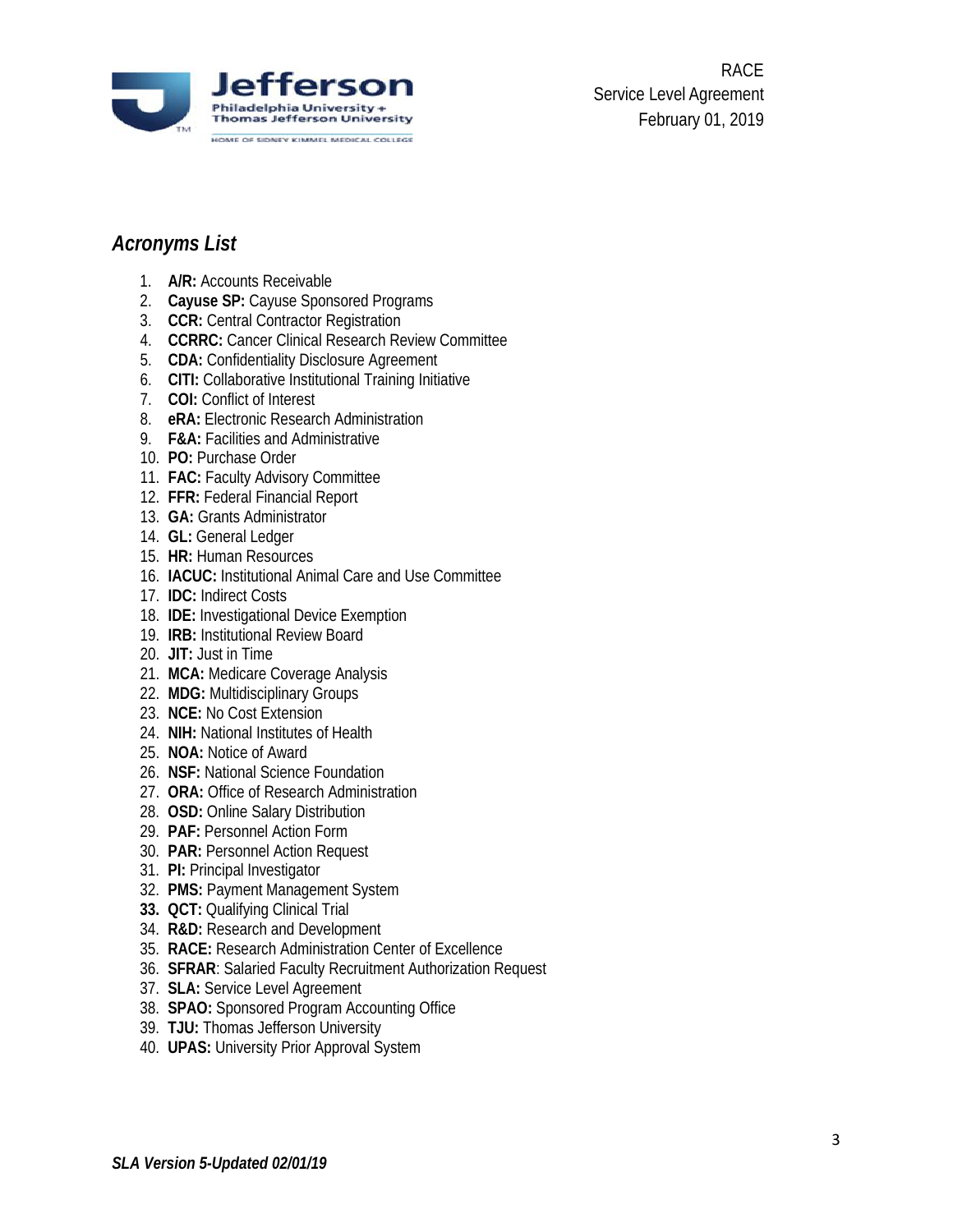## *Acronyms List*

1. **A/R:** Accounts Receivable
2. **Cayuse SP:** Cayuse Sponsored Programs
3. **CCR:** Central Contractor Registration
4. **CCRRC:** Cancer Clinical Research Review Committee
5. **CDA:** Confidentiality Disclosure Agreement
6. **CITI:** Collaborative Institutional Training Initiative
7. **COI:** Conflict of Interest
8. **eRA:** Electronic Research Administration
9. **F&A:** Facilities and Administrative
10. **PO:** Purchase Order
11. **FAC:** Faculty Advisory Committee
12. **FFR:** Federal Financial Report
13. **GA:** Grants Administrator
14. **GL:** General Ledger
15. **HR:** Human Resources
16. **IACUC:** Institutional Animal Care and Use Committee
17. **IDC:** Indirect Costs
18. **IDE:** Investigational Device Exemption
19. **IRB:** Institutional Review Board
20. **JIT:** Just in Time
21. **MCA:** Medicare Coverage Analysis
22. **MDG:** Multidisciplinary Groups
23. **NCE:** No Cost Extension
24. **NIH:** National Institutes of Health
25. **NOA:** Notice of Award
26. **NSF:** National Science Foundation
27. **ORA:** Office of Research Administration
28. **OSD:** Online Salary Distribution
29. **PAF:** Personnel Action Form
30. **PAR:** Personnel Action Request
31. **PI:** Principal Investigator
32. **PMS:** Payment Management System
33. **QCT:** Qualifying Clinical Trial
34. **R&D:** Research and Development
35. **RACE:** Research Administration Center of Excellence
36. **SFRAR**: Salaried Faculty Recruitment Authorization Request
37. **SLA:** Service Level Agreement
38. **SPAO:** Sponsored Program Accounting Office
39. **TJU:** Thomas Jefferson University
40. **UPAS:** University Prior Approval System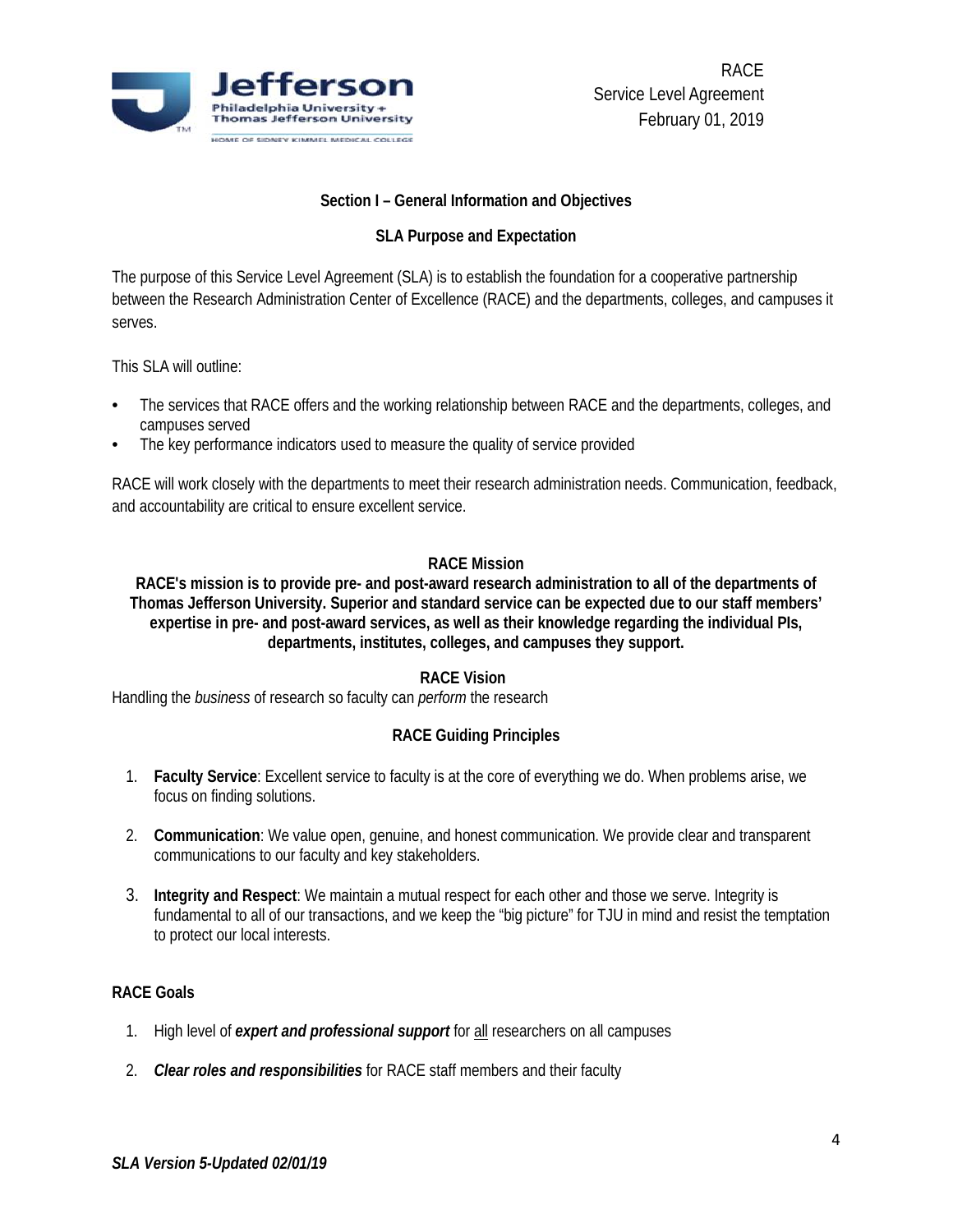## Section I – General Information and Objectives

### SLA Purpose and Expectation

The purpose of this Service Level Agreement (SLA) is to establish the foundation for a cooperative partnership between the Research Administration Center of Excellence (RACE) and the departments, colleges, and campuses it serves.

This SLA will outline:

- The services that RACE offers and the working relationship between RACE and the departments, colleges, and campuses served
- The key performance indicators used to measure the quality of service provided

RACE will work closely with the departments to meet their research administration needs. Communication, feedback, and accountability are critical to ensure excellent service.

### RACE Mission

**RACE's mission is to provide pre- and post-award research administration to all of the departments of Thomas Jefferson University. Superior and standard service can be expected due to our staff members' expertise in pre- and post-award services, as well as their knowledge regarding the individual PIs, departments, institutes, colleges, and campuses they support.**

### RACE Vision

Handling the *business* of research so faculty can *perform* the research

### RACE Guiding Principles

1. **Faculty Service**: Excellent service to faculty is at the core of everything we do. When problems arise, we focus on finding solutions.
2. **Communication**: We value open, genuine, and honest communication. We provide clear and transparent communications to our faculty and key stakeholders.
3. **Integrity and Respect**: We maintain a mutual respect for each other and those we serve. Integrity is fundamental to all of our transactions, and we keep the "big picture" for TJU in mind and resist the temptation to protect our local interests.

### RACE Goals

1. High level of ***expert and professional support*** for <u>all</u> researchers on all campuses
2. ***Clear roles and responsibilities*** for RACE staff members and their faculty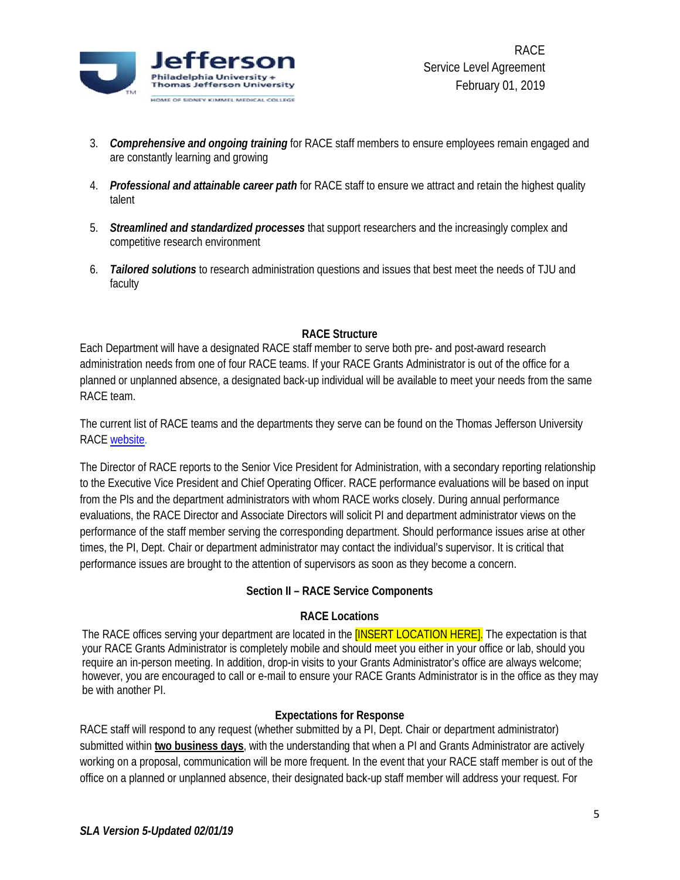3. ***Comprehensive and ongoing training*** for RACE staff members to ensure employees remain engaged and are constantly learning and growing

4. ***Professional and attainable career path*** for RACE staff to ensure we attract and retain the highest quality talent

5. ***Streamlined and standardized processes*** that support researchers and the increasingly complex and competitive research environment

6. ***Tailored solutions*** to research administration questions and issues that best meet the needs of TJU and faculty

### RACE Structure

Each Department will have a designated RACE staff member to serve both pre- and post-award research administration needs from one of four RACE teams. If your RACE Grants Administrator is out of the office for a planned or unplanned absence, a designated back-up individual will be available to meet your needs from the same RACE team.

The current list of RACE teams and the departments they serve can be found on the Thomas Jefferson University RACE website.

The Director of RACE reports to the Senior Vice President for Administration, with a secondary reporting relationship to the Executive Vice President and Chief Operating Officer. RACE performance evaluations will be based on input from the PIs and the department administrators with whom RACE works closely. During annual performance evaluations, the RACE Director and Associate Directors will solicit PI and department administrator views on the performance of the staff member serving the corresponding department. Should performance issues arise at other times, the PI, Dept. Chair or department administrator may contact the individual's supervisor. It is critical that performance issues are brought to the attention of supervisors as soon as they become a concern.

## Section II – RACE Service Components

### RACE Locations

The RACE offices serving your department are located in the [INSERT LOCATION HERE]. The expectation is that your RACE Grants Administrator is completely mobile and should meet you either in your office or lab, should you require an in-person meeting. In addition, drop-in visits to your Grants Administrator's office are always welcome; however, you are encouraged to call or e-mail to ensure your RACE Grants Administrator is in the office as they may be with another PI.

### Expectations for Response

RACE staff will respond to any request (whether submitted by a PI, Dept. Chair or department administrator) submitted within **two business days**, with the understanding that when a PI and Grants Administrator are actively working on a proposal, communication will be more frequent. In the event that your RACE staff member is out of the office on a planned or unplanned absence, their designated back-up staff member will address your request. For

*SLA Version 5-Updated 02/01/19*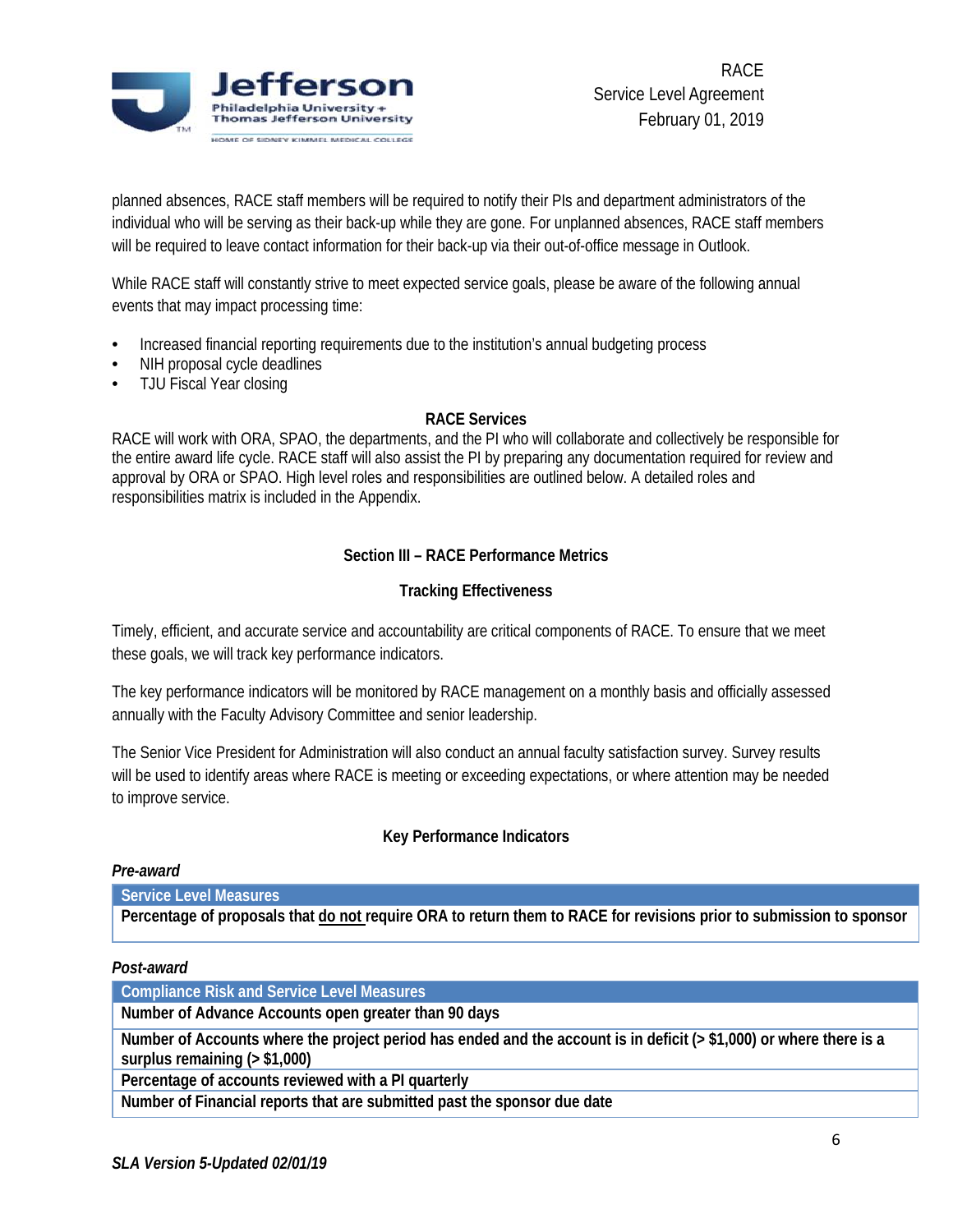planned absences, RACE staff members will be required to notify their PIs and department administrators of the individual who will be serving as their back-up while they are gone. For unplanned absences, RACE staff members will be required to leave contact information for their back-up via their out-of-office message in Outlook.

While RACE staff will constantly strive to meet expected service goals, please be aware of the following annual events that may impact processing time:

- Increased financial reporting requirements due to the institution's annual budgeting process
- NIH proposal cycle deadlines
- TJU Fiscal Year closing

**RACE Services**

RACE will work with ORA, SPAO, the departments, and the PI who will collaborate and collectively be responsible for the entire award life cycle. RACE staff will also assist the PI by preparing any documentation required for review and approval by ORA or SPAO. High level roles and responsibilities are outlined below. A detailed roles and responsibilities matrix is included in the Appendix.

## Section III – RACE Performance Metrics

### Tracking Effectiveness

Timely, efficient, and accurate service and accountability are critical components of RACE. To ensure that we meet these goals, we will track key performance indicators.

The key performance indicators will be monitored by RACE management on a monthly basis and officially assessed annually with the Faculty Advisory Committee and senior leadership.

The Senior Vice President for Administration will also conduct an annual faculty satisfaction survey. Survey results will be used to identify areas where RACE is meeting or exceeding expectations, or where attention may be needed to improve service.

### Key Performance Indicators

***Pre-award***

| Service Level Measures |
|---|
| **Percentage of proposals that do not require ORA to return them to RACE for revisions prior to submission to sponsor** |

***Post-award***

| Compliance Risk and Service Level Measures |
|---|
| **Number of Advance Accounts open greater than 90 days** |
| **Number of Accounts where the project period has ended and the account is in deficit (> $1,000) or where there is a surplus remaining (> $1,000)** |
| **Percentage of accounts reviewed with a PI quarterly** |
| **Number of Financial reports that are submitted past the sponsor due date** |

*SLA Version 5-Updated 02/01/19*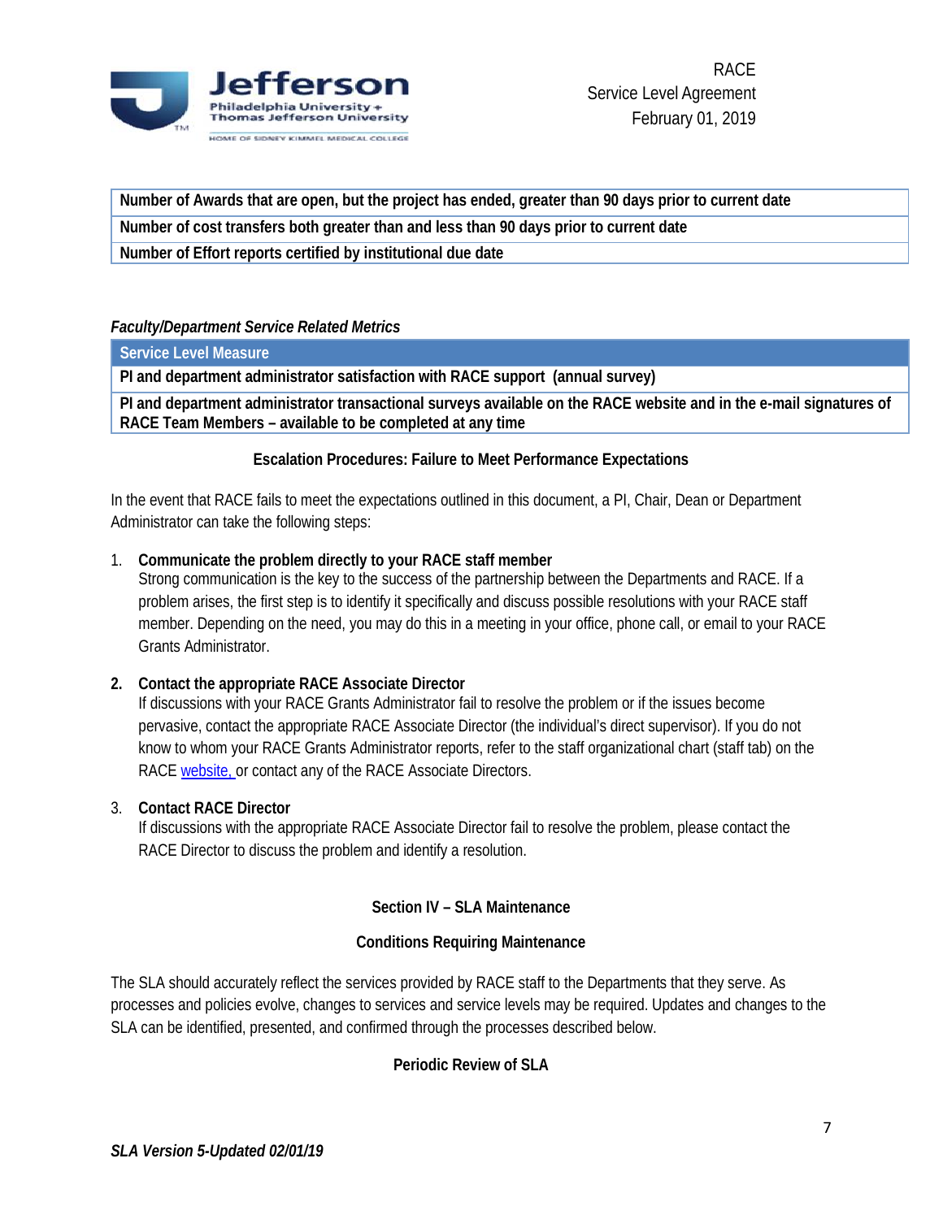| Number of Awards that are open, but the project has ended, greater than 90 days prior to current date |
| --- |
| Number of cost transfers both greater than and less than 90 days prior to current date |
| Number of Effort reports certified by institutional due date |

***Faculty/Department Service Related Metrics***

| Service Level Measure |
| --- |
| **PI and department administrator satisfaction with RACE support (annual survey)** |
| **PI and department administrator transactional surveys available on the RACE website and in the e-mail signatures of RACE Team Members – available to be completed at any time** |

**Escalation Procedures: Failure to Meet Performance Expectations**

In the event that RACE fails to meet the expectations outlined in this document, a PI, Chair, Dean or Department Administrator can take the following steps:

1. **Communicate the problem directly to your RACE staff member**
   Strong communication is the key to the success of the partnership between the Departments and RACE. If a problem arises, the first step is to identify it specifically and discuss possible resolutions with your RACE staff member. Depending on the need, you may do this in a meeting in your office, phone call, or email to your RACE Grants Administrator.

2. **Contact the appropriate RACE Associate Director**
   If discussions with your RACE Grants Administrator fail to resolve the problem or if the issues become pervasive, contact the appropriate RACE Associate Director (the individual's direct supervisor). If you do not know to whom your RACE Grants Administrator reports, refer to the staff organizational chart (staff tab) on the RACE website, or contact any of the RACE Associate Directors.

3. **Contact RACE Director**
   If discussions with the appropriate RACE Associate Director fail to resolve the problem, please contact the RACE Director to discuss the problem and identify a resolution.

## Section IV – SLA Maintenance

### Conditions Requiring Maintenance

The SLA should accurately reflect the services provided by RACE staff to the Departments that they serve. As processes and policies evolve, changes to services and service levels may be required. Updates and changes to the SLA can be identified, presented, and confirmed through the processes described below.

### Periodic Review of SLA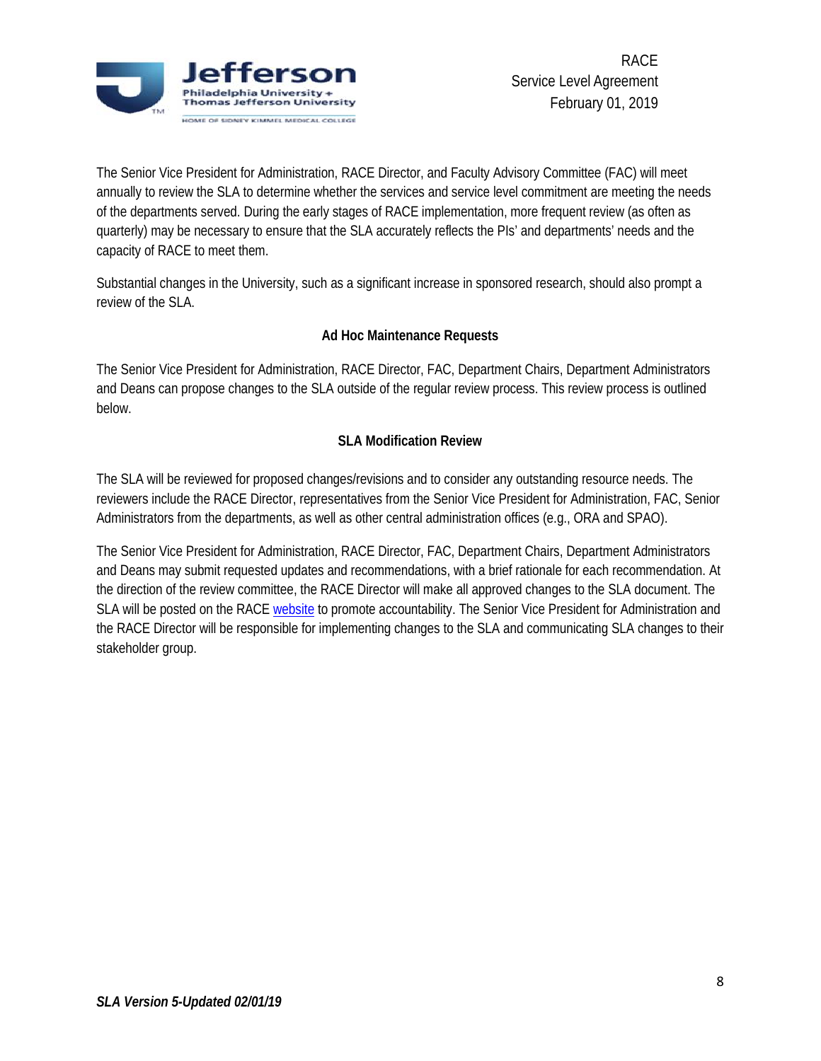The Senior Vice President for Administration, RACE Director, and Faculty Advisory Committee (FAC) will meet annually to review the SLA to determine whether the services and service level commitment are meeting the needs of the departments served. During the early stages of RACE implementation, more frequent review (as often as quarterly) may be necessary to ensure that the SLA accurately reflects the PIs' and departments' needs and the capacity of RACE to meet them.

Substantial changes in the University, such as a significant increase in sponsored research, should also prompt a review of the SLA.

**Ad Hoc Maintenance Requests**

The Senior Vice President for Administration, RACE Director, FAC, Department Chairs, Department Administrators and Deans can propose changes to the SLA outside of the regular review process. This review process is outlined below.

**SLA Modification Review**

The SLA will be reviewed for proposed changes/revisions and to consider any outstanding resource needs. The reviewers include the RACE Director, representatives from the Senior Vice President for Administration, FAC, Senior Administrators from the departments, as well as other central administration offices (e.g., ORA and SPAO).

The Senior Vice President for Administration, RACE Director, FAC, Department Chairs, Department Administrators and Deans may submit requested updates and recommendations, with a brief rationale for each recommendation. At the direction of the review committee, the RACE Director will make all approved changes to the SLA document. The SLA will be posted on the RACE website to promote accountability. The Senior Vice President for Administration and the RACE Director will be responsible for implementing changes to the SLA and communicating SLA changes to their stakeholder group.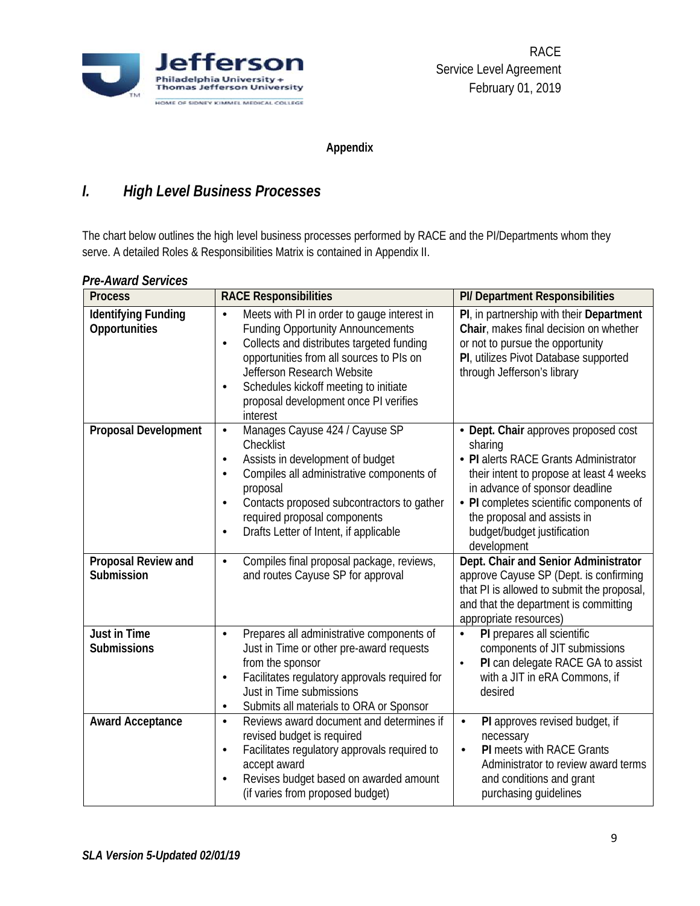**Appendix**

## *I. High Level Business Processes*

The chart below outlines the high level business processes performed by RACE and the PI/Departments whom they serve. A detailed Roles & Responsibilities Matrix is contained in Appendix II.

### *Pre-Award Services*

| Process | RACE Responsibilities | PI/ Department Responsibilities |
|---|---|---|
| **Identifying Funding Opportunities** | • Meets with PI in order to gauge interest in Funding Opportunity Announcements<br>• Collects and distributes targeted funding opportunities from all sources to PIs on Jefferson Research Website<br>• Schedules kickoff meeting to initiate proposal development once PI verifies interest | **PI**, in partnership with their **Department Chair**, makes final decision on whether or not to pursue the opportunity<br>**PI**, utilizes Pivot Database supported through Jefferson's library |
| **Proposal Development** | • Manages Cayuse 424 / Cayuse SP Checklist<br>• Assists in development of budget<br>• Compiles all administrative components of proposal<br>• Contacts proposed subcontractors to gather required proposal components<br>• Drafts Letter of Intent, if applicable | • **Dept. Chair** approves proposed cost sharing<br>• **PI** alerts RACE Grants Administrator their intent to propose at least 4 weeks in advance of sponsor deadline<br>• **PI** completes scientific components of the proposal and assists in budget/budget justification development |
| **Proposal Review and Submission** | • Compiles final proposal package, reviews, and routes Cayuse SP for approval | **Dept. Chair and Senior Administrator** approve Cayuse SP (Dept. is confirming that PI is allowed to submit the proposal, and that the department is committing appropriate resources) |
| **Just in Time Submissions** | • Prepares all administrative components of Just in Time or other pre-award requests from the sponsor<br>• Facilitates regulatory approvals required for Just in Time submissions<br>• Submits all materials to ORA or Sponsor | • **PI** prepares all scientific components of JIT submissions<br>• **PI** can delegate RACE GA to assist with a JIT in eRA Commons, if desired |
| **Award Acceptance** | • Reviews award document and determines if revised budget is required<br>• Facilitates regulatory approvals required to accept award<br>• Revises budget based on awarded amount (if varies from proposed budget) | • **PI** approves revised budget, if necessary<br>• **PI** meets with RACE Grants Administrator to review award terms and conditions and grant purchasing guidelines |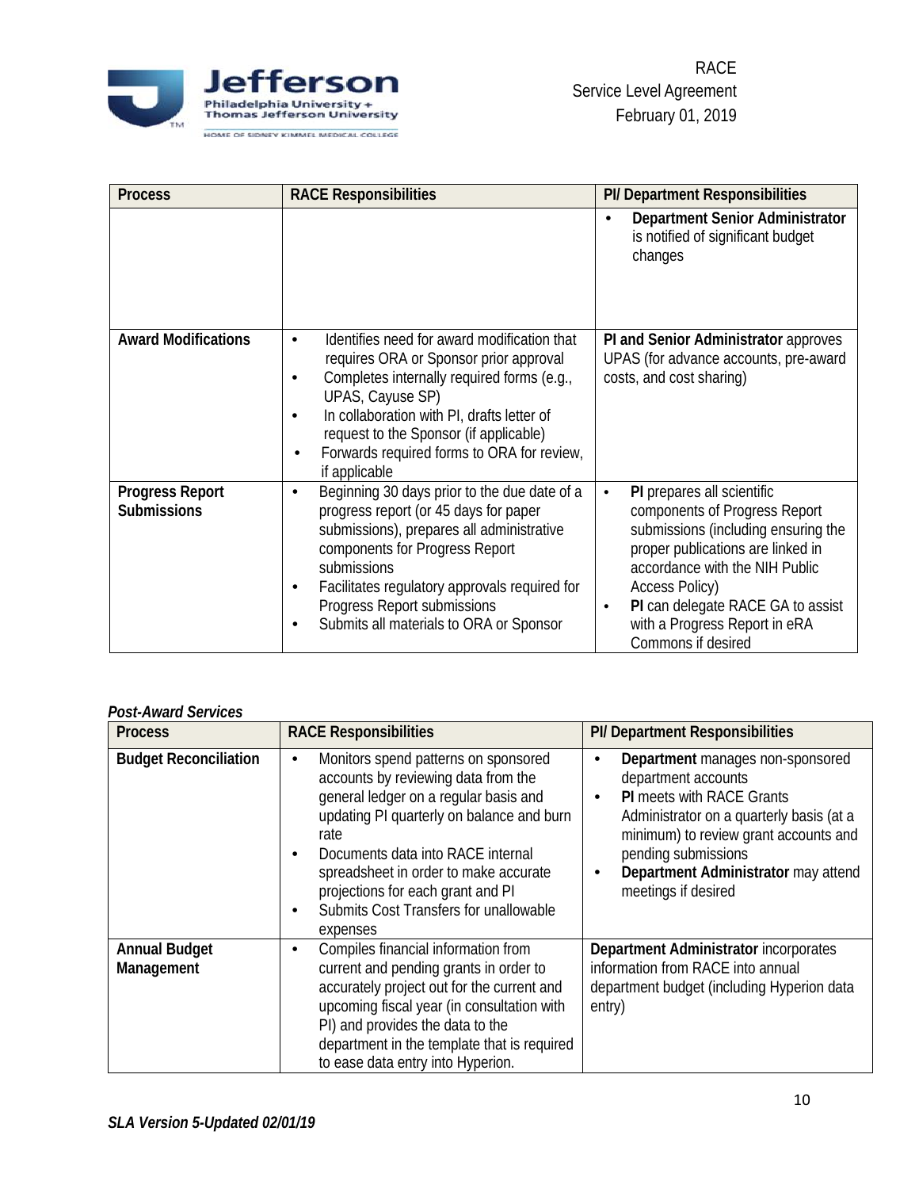| Process | RACE Responsibilities | PI/ Department Responsibilities |
|---|---|---|
| | | • **Department Senior Administrator** is notified of significant budget changes |
| **Award Modifications** | • Identifies need for award modification that requires ORA or Sponsor prior approval<br>• Completes internally required forms (e.g., UPAS, Cayuse SP)<br>• In collaboration with PI, drafts letter of request to the Sponsor (if applicable)<br>• Forwards required forms to ORA for review, if applicable | **PI and Senior Administrator** approves UPAS (for advance accounts, pre-award costs, and cost sharing) |
| **Progress Report Submissions** | • Beginning 30 days prior to the due date of a progress report (or 45 days for paper submissions), prepares all administrative components for Progress Report submissions<br>• Facilitates regulatory approvals required for Progress Report submissions<br>• Submits all materials to ORA or Sponsor | • **PI** prepares all scientific components of Progress Report submissions (including ensuring the proper publications are linked in accordance with the NIH Public Access Policy)<br>• **PI** can delegate RACE GA to assist with a Progress Report in eRA Commons if desired |

***Post-Award Services***

| Process | RACE Responsibilities | PI/ Department Responsibilities |
|---|---|---|
| **Budget Reconciliation** | • Monitors spend patterns on sponsored accounts by reviewing data from the general ledger on a regular basis and updating PI quarterly on balance and burn rate<br>• Documents data into RACE internal spreadsheet in order to make accurate projections for each grant and PI<br>• Submits Cost Transfers for unallowable expenses | • **Department** manages non-sponsored department accounts<br>• **PI** meets with RACE Grants Administrator on a quarterly basis (at a minimum) to review grant accounts and pending submissions<br>• **Department Administrator** may attend meetings if desired |
| **Annual Budget Management** | • Compiles financial information from current and pending grants in order to accurately project out for the current and upcoming fiscal year (in consultation with PI) and provides the data to the department in the template that is required to ease data entry into Hyperion. | **Department Administrator** incorporates information from RACE into annual department budget (including Hyperion data entry) |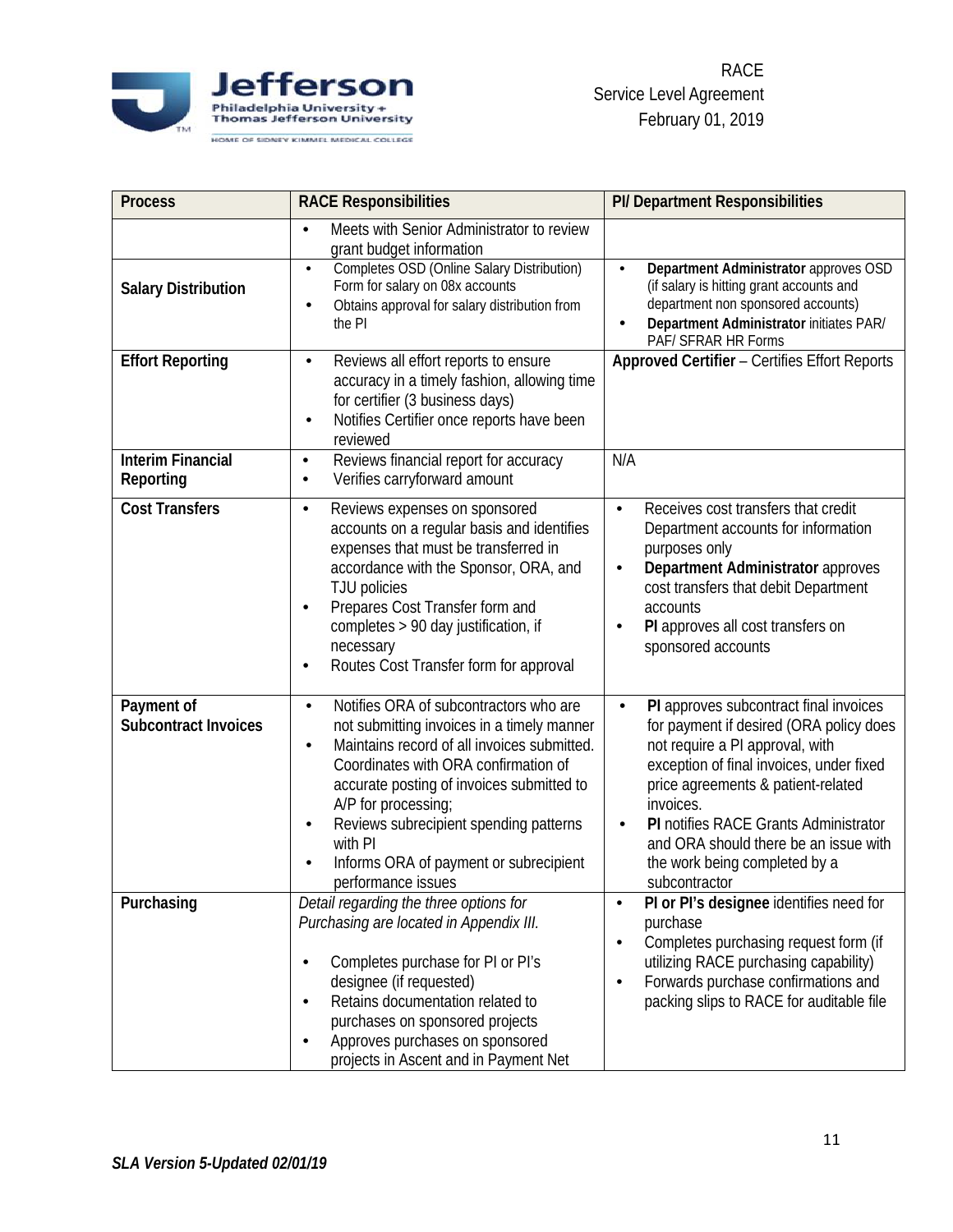| Process | RACE Responsibilities | PI/ Department Responsibilities |
|---|---|---|
| | • Meets with Senior Administrator to review grant budget information | |
| **Salary Distribution** | • Completes OSD (Online Salary Distribution) Form for salary on 08x accounts<br>• Obtains approval for salary distribution from the PI | • **Department Administrator** approves OSD (if salary is hitting grant accounts and department non sponsored accounts)<br>• **Department Administrator** initiates PAR/ PAF/ SFRAR HR Forms |
| **Effort Reporting** | • Reviews all effort reports to ensure accuracy in a timely fashion, allowing time for certifier (3 business days)<br>• Notifies Certifier once reports have been reviewed | **Approved Certifier** – Certifies Effort Reports |
| **Interim Financial Reporting** | • Reviews financial report for accuracy<br>• Verifies carryforward amount | N/A |
| **Cost Transfers** | • Reviews expenses on sponsored accounts on a regular basis and identifies expenses that must be transferred in accordance with the Sponsor, ORA, and TJU policies<br>• Prepares Cost Transfer form and completes > 90 day justification, if necessary<br>• Routes Cost Transfer form for approval | • Receives cost transfers that credit Department accounts for information purposes only<br>• **Department Administrator** approves cost transfers that debit Department accounts<br>• **PI** approves all cost transfers on sponsored accounts |
| **Payment of Subcontract Invoices** | • Notifies ORA of subcontractors who are not submitting invoices in a timely manner<br>• Maintains record of all invoices submitted. Coordinates with ORA confirmation of accurate posting of invoices submitted to A/P for processing;<br>• Reviews subrecipient spending patterns with PI<br>• Informs ORA of payment or subrecipient performance issues | • **PI** approves subcontract final invoices for payment if desired (ORA policy does not require a PI approval, with exception of final invoices, under fixed price agreements & patient-related invoices.<br>• **PI** notifies RACE Grants Administrator and ORA should there be an issue with the work being completed by a subcontractor |
| **Purchasing** | *Detail regarding the three options for Purchasing are located in Appendix III.*<br><br>• Completes purchase for PI or PI's designee (if requested)<br>• Retains documentation related to purchases on sponsored projects<br>• Approves purchases on sponsored projects in Ascent and in Payment Net | • **PI or PI's designee** identifies need for purchase<br>• Completes purchasing request form (if utilizing RACE purchasing capability)<br>• Forwards purchase confirmations and packing slips to RACE for auditable file |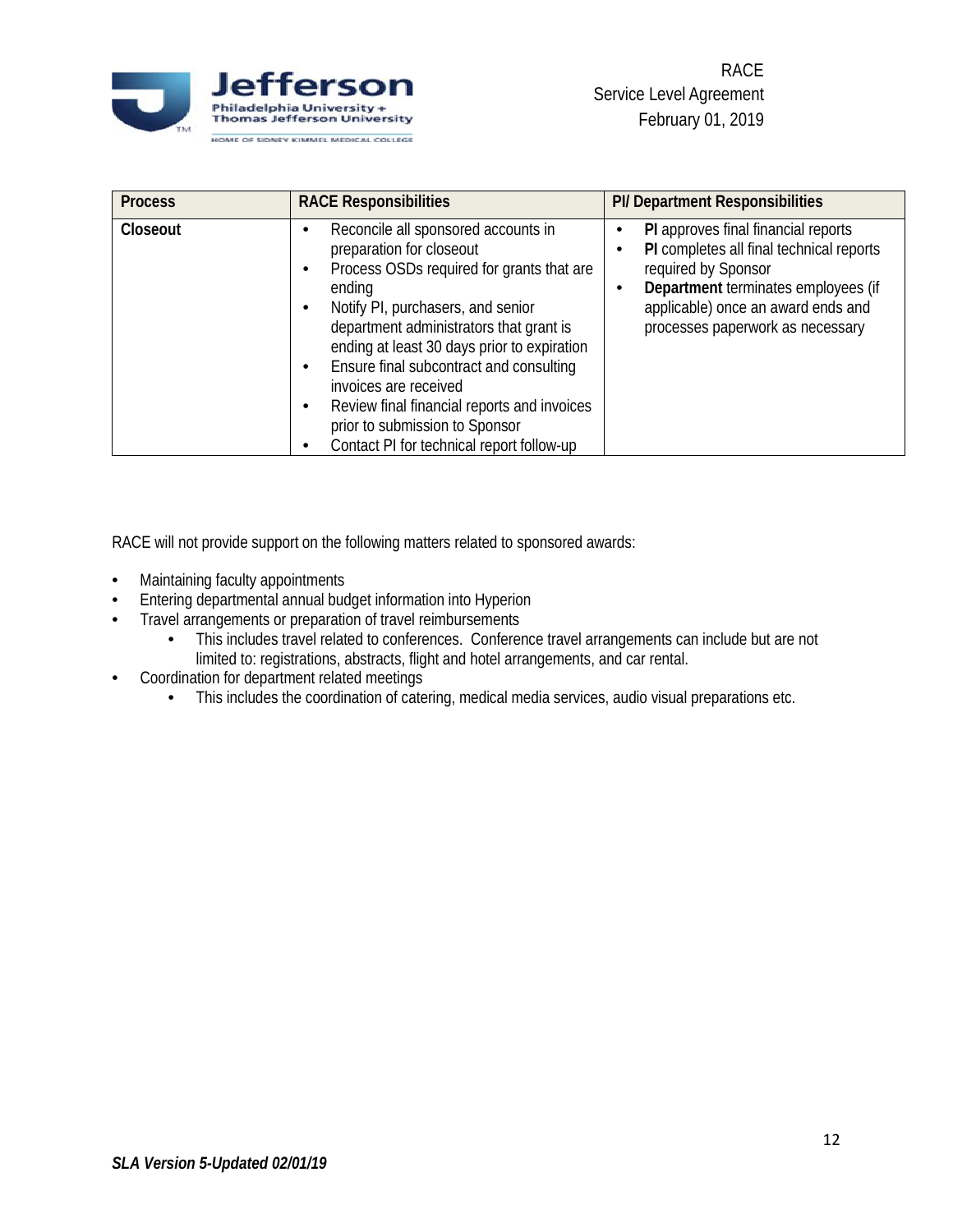| Process | RACE Responsibilities | PI/ Department Responsibilities |
|---|---|---|
| **Closeout** | • Reconcile all sponsored accounts in preparation for closeout<br>• Process OSDs required for grants that are ending<br>• Notify PI, purchasers, and senior department administrators that grant is ending at least 30 days prior to expiration<br>• Ensure final subcontract and consulting invoices are received<br>• Review final financial reports and invoices prior to submission to Sponsor<br>• Contact PI for technical report follow-up | • **PI** approves final financial reports<br>• **PI** completes all final technical reports required by Sponsor<br>• **Department** terminates employees (if applicable) once an award ends and processes paperwork as necessary |

RACE will not provide support on the following matters related to sponsored awards:

- Maintaining faculty appointments
- Entering departmental annual budget information into Hyperion
- Travel arrangements or preparation of travel reimbursements
  - This includes travel related to conferences. Conference travel arrangements can include but are not limited to: registrations, abstracts, flight and hotel arrangements, and car rental.
- Coordination for department related meetings
  - This includes the coordination of catering, medical media services, audio visual preparations etc.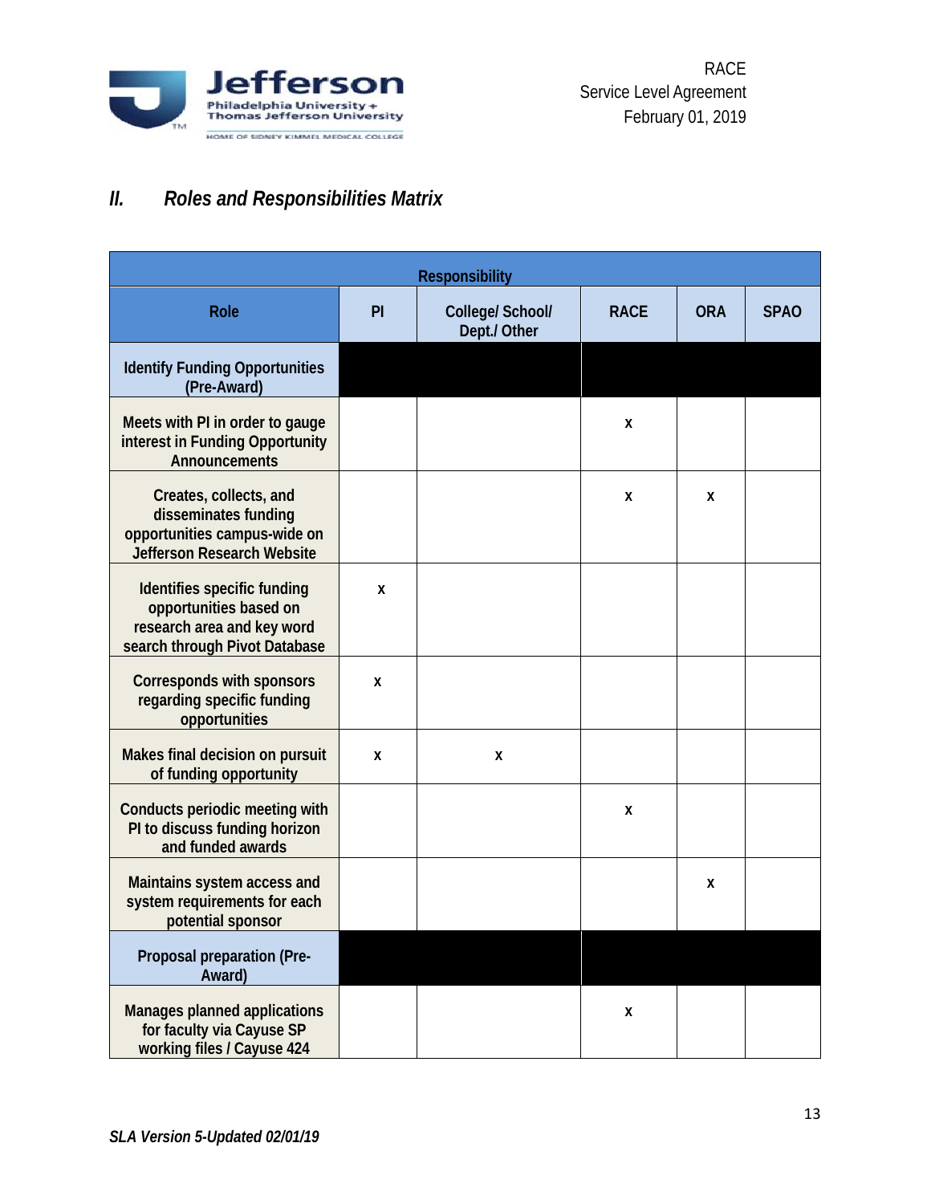## II. Roles and Responsibilities Matrix

| Role | PI | College/ School/ Dept./ Other | RACE | ORA | SPAO |
|---|---|---|---|---|---|
| | **Responsibility** | | | | |
| **Identify Funding Opportunities (Pre-Award)** | | | | | |
| Meets with PI in order to gauge interest in Funding Opportunity Announcements | | | x | | |
| Creates, collects, and disseminates funding opportunities campus-wide on Jefferson Research Website | | | x | x | |
| Identifies specific funding opportunities based on research area and key word search through Pivot Database | x | | | | |
| Corresponds with sponsors regarding specific funding opportunities | x | | | | |
| Makes final decision on pursuit of funding opportunity | x | x | | | |
| Conducts periodic meeting with PI to discuss funding horizon and funded awards | | | x | | |
| Maintains system access and system requirements for each potential sponsor | | | | x | |
| **Proposal preparation (Pre-Award)** | | | | | |
| Manages planned applications for faculty via Cayuse SP working files / Cayuse 424 | | | x | | |

*SLA Version 5-Updated 02/01/19*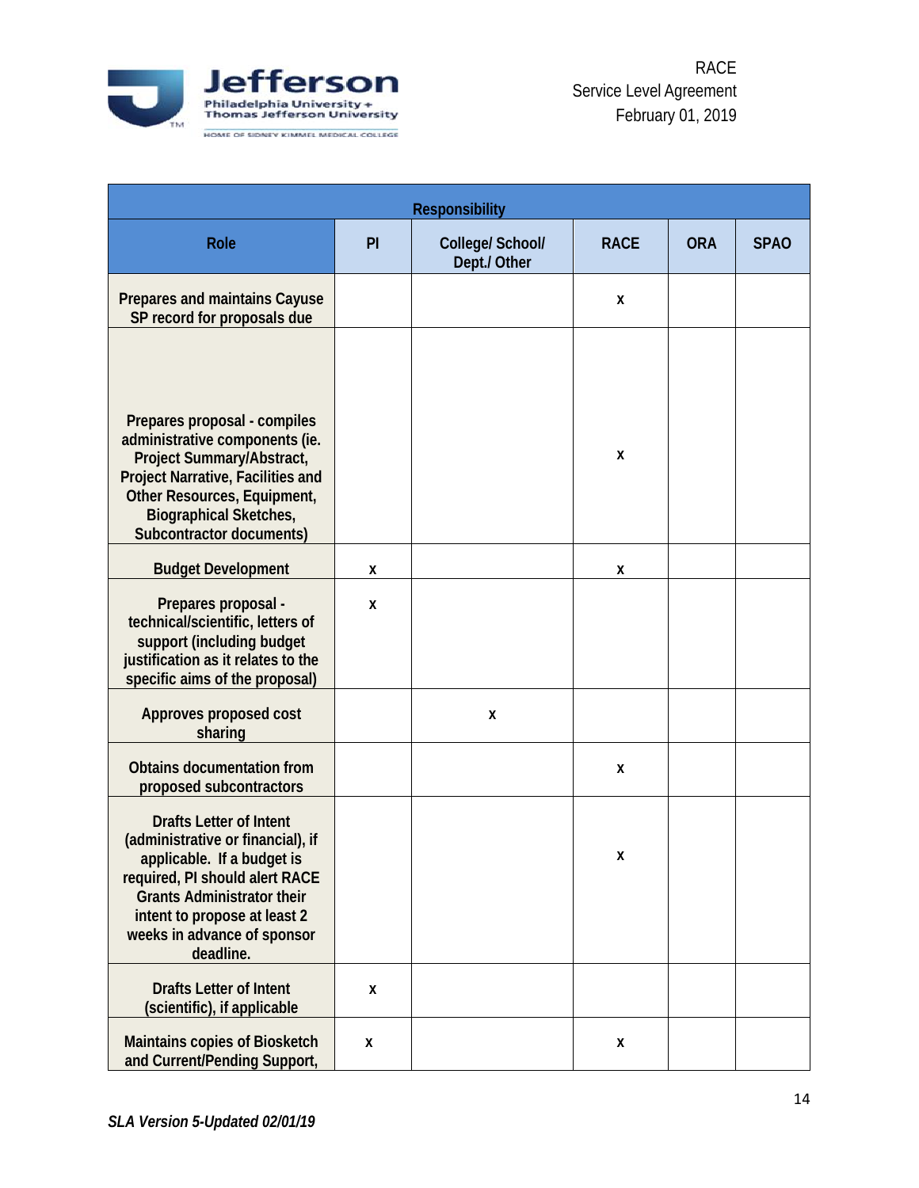| Responsibility | | | | | |
|---|---|---|---|---|---|
| **Role** | **PI** | **College/ School/ Dept./ Other** | **RACE** | **ORA** | **SPAO** |
| Prepares and maintains Cayuse SP record for proposals due | | | x | | |
| Prepares proposal - compiles administrative components (ie. Project Summary/Abstract, Project Narrative, Facilities and Other Resources, Equipment, Biographical Sketches, Subcontractor documents) | | | x | | |
| Budget Development | x | | x | | |
| Prepares proposal - technical/scientific, letters of support (including budget justification as it relates to the specific aims of the proposal) | x | | | | |
| Approves proposed cost sharing | | x | | | |
| Obtains documentation from proposed subcontractors | | | x | | |
| Drafts Letter of Intent (administrative or financial), if applicable. If a budget is required, PI should alert RACE Grants Administrator their intent to propose at least 2 weeks in advance of sponsor deadline. | | | x | | |
| Drafts Letter of Intent (scientific), if applicable | x | | | | |
| Maintains copies of Biosketch and Current/Pending Support, | x | | x | | |

*SLA Version 5-Updated 02/01/19*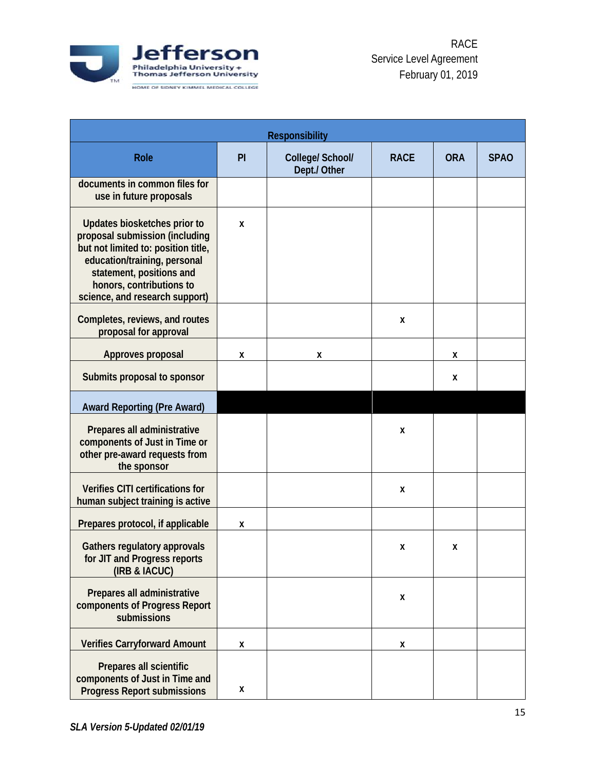| Role | PI | College/ School/ Dept./ Other | RACE | ORA | SPAO |
|---|---|---|---|---|---|
| documents in common files for use in future proposals | | | | | |
| Updates biosketches prior to proposal submission (including but not limited to: position title, education/training, personal statement, positions and honors, contributions to science, and research support) | x | | | | |
| Completes, reviews, and routes proposal for approval | | | x | | |
| Approves proposal | x | x | | x | |
| Submits proposal to sponsor | | | | x | |
| **Award Reporting (Pre Award)** | | | | | |
| Prepares all administrative components of Just in Time or other pre-award requests from the sponsor | | | x | | |
| Verifies CITI certifications for human subject training is active | | | x | | |
| Prepares protocol, if applicable | x | | | | |
| Gathers regulatory approvals for JIT and Progress reports (IRB & IACUC) | | | x | x | |
| Prepares all administrative components of Progress Report submissions | | | x | | |
| Verifies Carryforward Amount | x | | x | | |
| Prepares all scientific components of Just in Time and Progress Report submissions | x | | | | |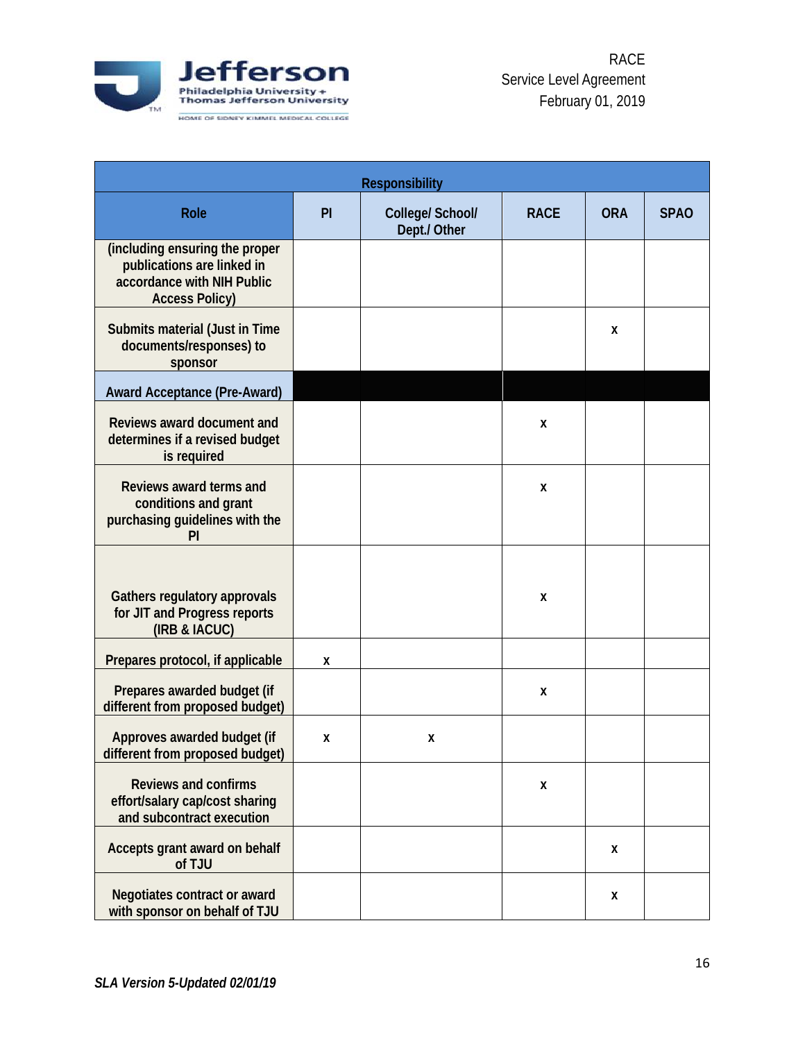| Responsibility | | | | | |
|---|---|---|---|---|---|
| Role | PI | College/ School/ Dept./ Other | RACE | ORA | SPAO |
| (including ensuring the proper publications are linked in accordance with NIH Public Access Policy) | | | | | |
| Submits material (Just in Time documents/responses) to sponsor | | | | x | |
| Award Acceptance (Pre-Award) | | | | | |
| Reviews award document and determines if a revised budget is required | | | x | | |
| Reviews award terms and conditions and grant purchasing guidelines with the PI | | | x | | |
| Gathers regulatory approvals for JIT and Progress reports (IRB & IACUC) | | | x | | |
| Prepares protocol, if applicable | x | | | | |
| Prepares awarded budget (if different from proposed budget) | | | x | | |
| Approves awarded budget (if different from proposed budget) | x | x | | | |
| Reviews and confirms effort/salary cap/cost sharing and subcontract execution | | | x | | |
| Accepts grant award on behalf of TJU | | | | x | |
| Negotiates contract or award with sponsor on behalf of TJU | | | | x | |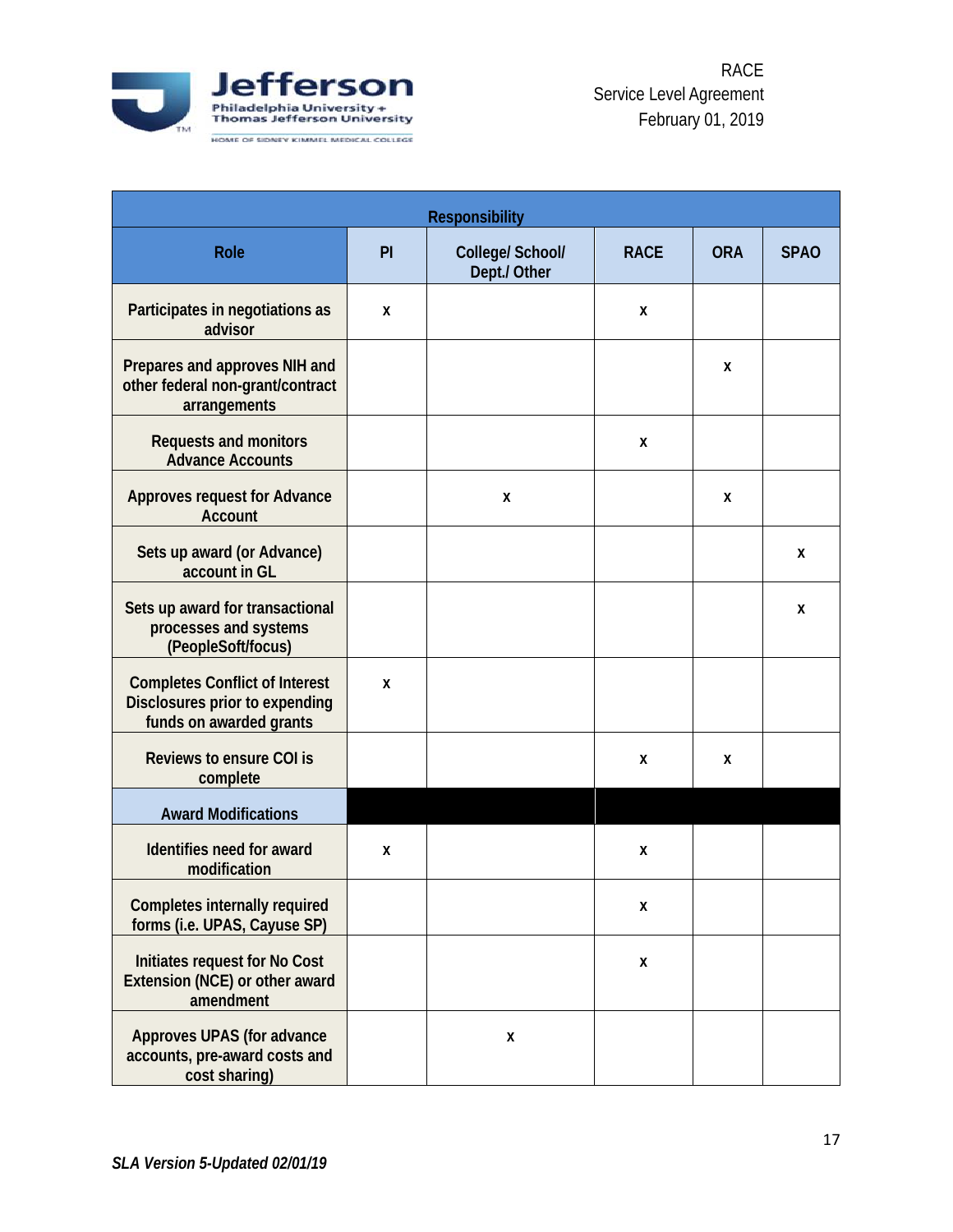| Responsibility | | | | | |
|---|---|---|---|---|---|
| **Role** | **PI** | **College/ School/ Dept./ Other** | **RACE** | **ORA** | **SPAO** |
| Participates in negotiations as advisor | x | | x | | |
| Prepares and approves NIH and other federal non-grant/contract arrangements | | | | x | |
| Requests and monitors Advance Accounts | | | x | | |
| Approves request for Advance Account | | x | | x | |
| Sets up award (or Advance) account in GL | | | | | x |
| Sets up award for transactional processes and systems (PeopleSoft/focus) | | | | | x |
| Completes Conflict of Interest Disclosures prior to expending funds on awarded grants | x | | | | |
| Reviews to ensure COI is complete | | | x | x | |
| **Award Modifications** | | | | | |
| Identifies need for award modification | x | | x | | |
| Completes internally required forms (i.e. UPAS, Cayuse SP) | | | x | | |
| Initiates request for No Cost Extension (NCE) or other award amendment | | | x | | |
| Approves UPAS (for advance accounts, pre-award costs and cost sharing) | | x | | | |

*SLA Version 5-Updated 02/01/19*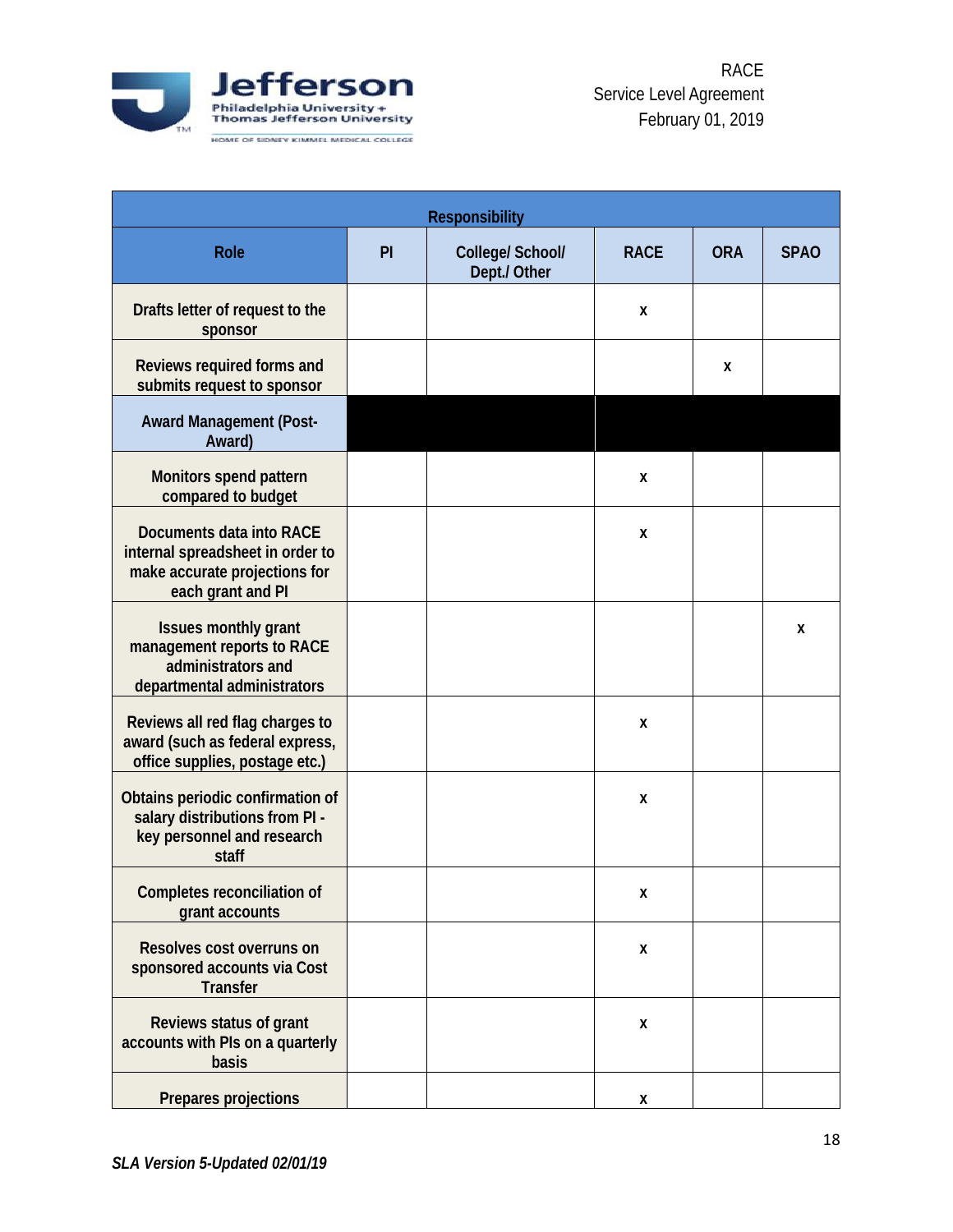| Responsibility | | | | | |
|---|---|---|---|---|---|
| **Role** | **PI** | **College/ School/ Dept./ Other** | **RACE** | **ORA** | **SPAO** |
| Drafts letter of request to the sponsor | | | x | | |
| Reviews required forms and submits request to sponsor | | | | x | |
| **Award Management (Post-Award)** | | | | | |
| Monitors spend pattern compared to budget | | | x | | |
| Documents data into RACE internal spreadsheet in order to make accurate projections for each grant and PI | | | x | | |
| Issues monthly grant management reports to RACE administrators and departmental administrators | | | | | x |
| Reviews all red flag charges to award (such as federal express, office supplies, postage etc.) | | | x | | |
| Obtains periodic confirmation of salary distributions from PI - key personnel and research staff | | | x | | |
| Completes reconciliation of grant accounts | | | x | | |
| Resolves cost overruns on sponsored accounts via Cost Transfer | | | x | | |
| Reviews status of grant accounts with PIs on a quarterly basis | | | x | | |
| Prepares projections | | | x | | |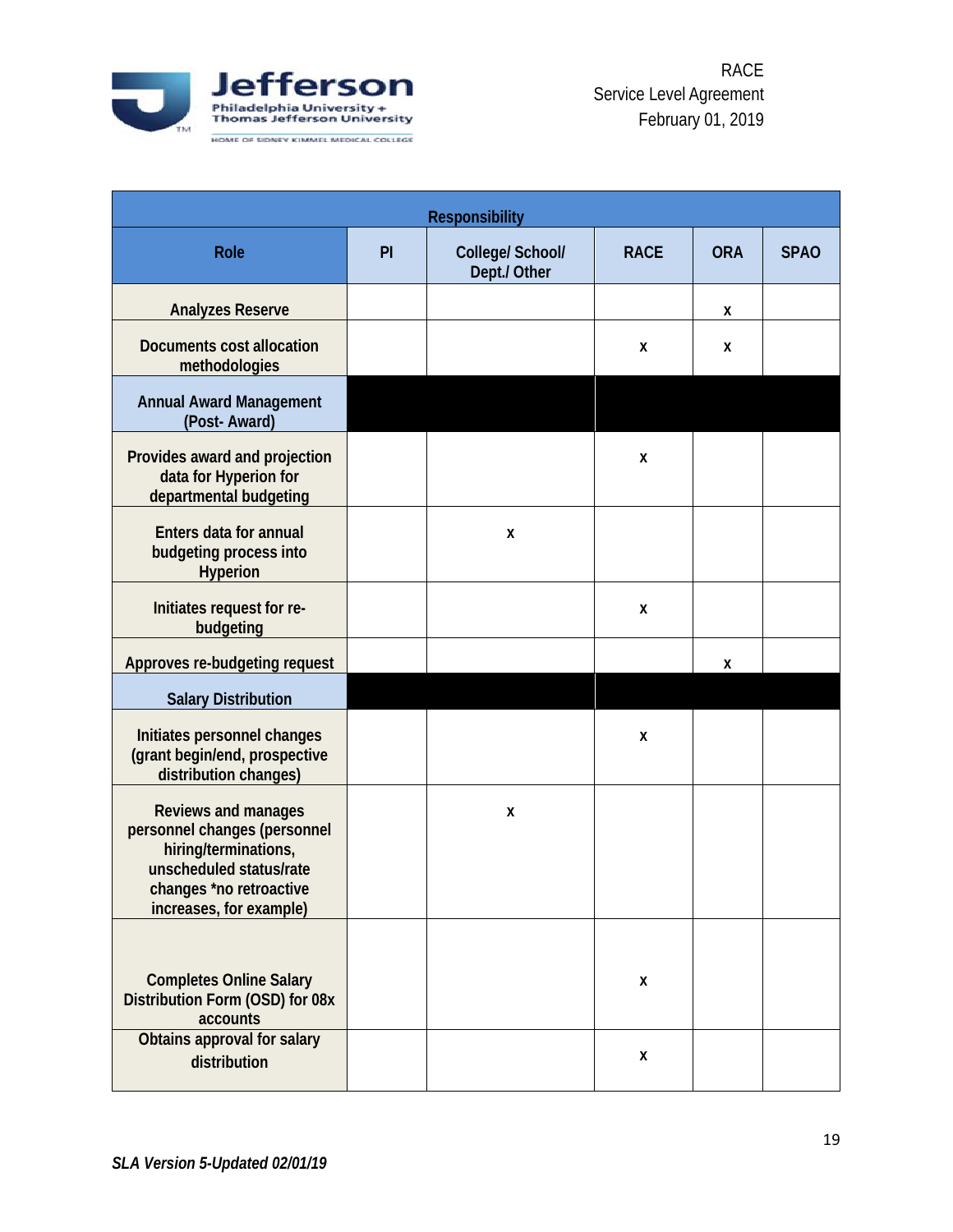| Responsibility | | | | | |
|---|---|---|---|---|---|
| **Role** | **PI** | **College/ School/ Dept./ Other** | **RACE** | **ORA** | **SPAO** |
| Analyzes Reserve | | | | x | |
| Documents cost allocation methodologies | | | x | x | |
| **Annual Award Management (Post- Award)** | | | | | |
| Provides award and projection data for Hyperion for departmental budgeting | | | x | | |
| Enters data for annual budgeting process into Hyperion | | x | | | |
| Initiates request for re-budgeting | | | x | | |
| Approves re-budgeting request | | | | x | |
| **Salary Distribution** | | | | | |
| Initiates personnel changes (grant begin/end, prospective distribution changes) | | | x | | |
| Reviews and manages personnel changes (personnel hiring/terminations, unscheduled status/rate changes *no retroactive increases, for example) | | x | | | |
| Completes Online Salary Distribution Form (OSD) for 08x accounts | | | x | | |
| Obtains approval for salary distribution | | | x | | |

*SLA Version 5-Updated 02/01/19*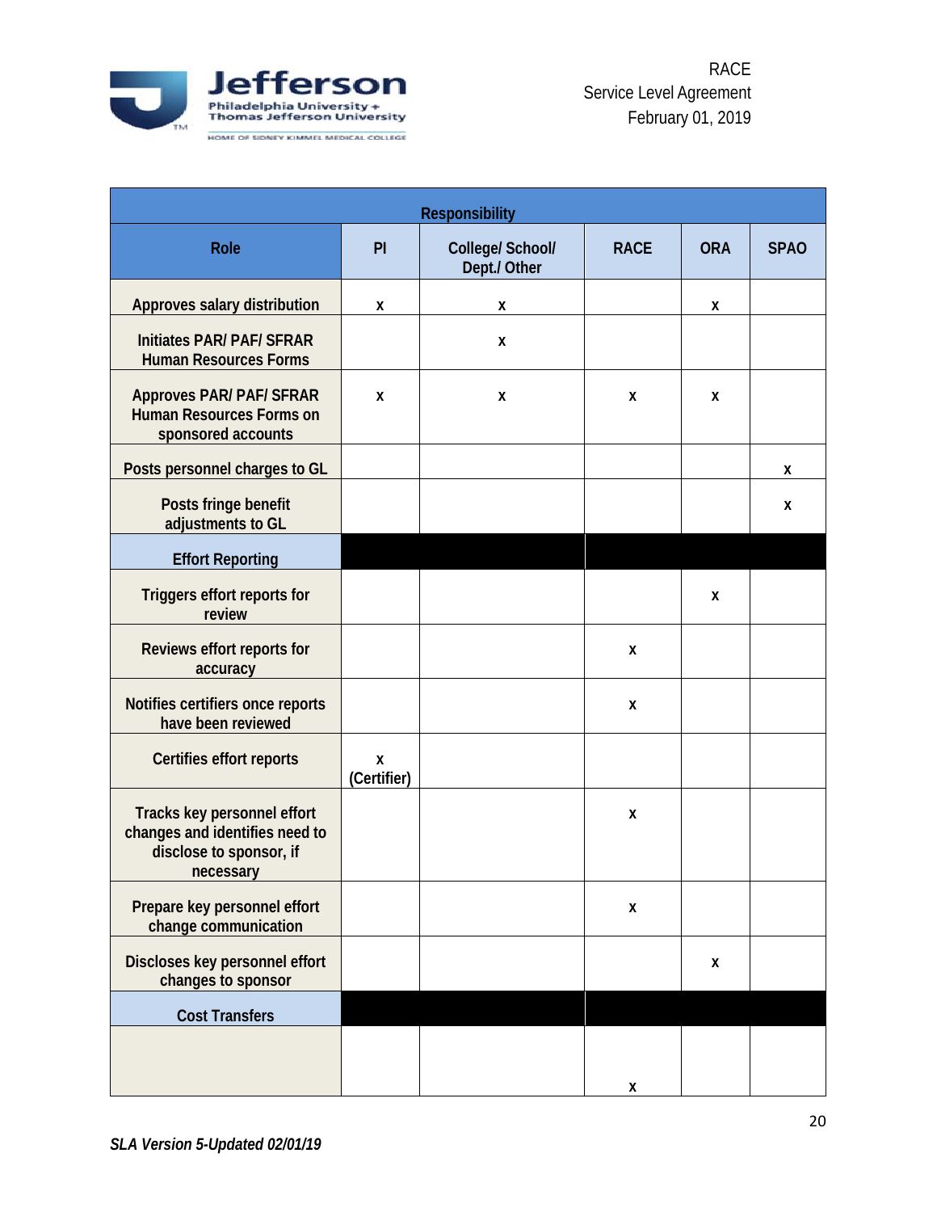| Role | PI | College/ School/ Dept./ Other | RACE | ORA | SPAO |
|---|---|---|---|---|---|
| Approves salary distribution | x | x | | x | |
| Initiates PAR/ PAF/ SFRAR Human Resources Forms | | x | | | |
| Approves PAR/ PAF/ SFRAR Human Resources Forms on sponsored accounts | x | x | x | x | |
| Posts personnel charges to GL | | | | | x |
| Posts fringe benefit adjustments to GL | | | | | x |
| **Effort Reporting** | | | | | |
| Triggers effort reports for review | | | | x | |
| Reviews effort reports for accuracy | | | x | | |
| Notifies certifiers once reports have been reviewed | | | x | | |
| Certifies effort reports | x (Certifier) | | | | |
| Tracks key personnel effort changes and identifies need to disclose to sponsor, if necessary | | | x | | |
| Prepare key personnel effort change communication | | | x | | |
| Discloses key personnel effort changes to sponsor | | | | x | |
| **Cost Transfers** | | | | | |
| | | | x | | |

*SLA Version 5-Updated 02/01/19*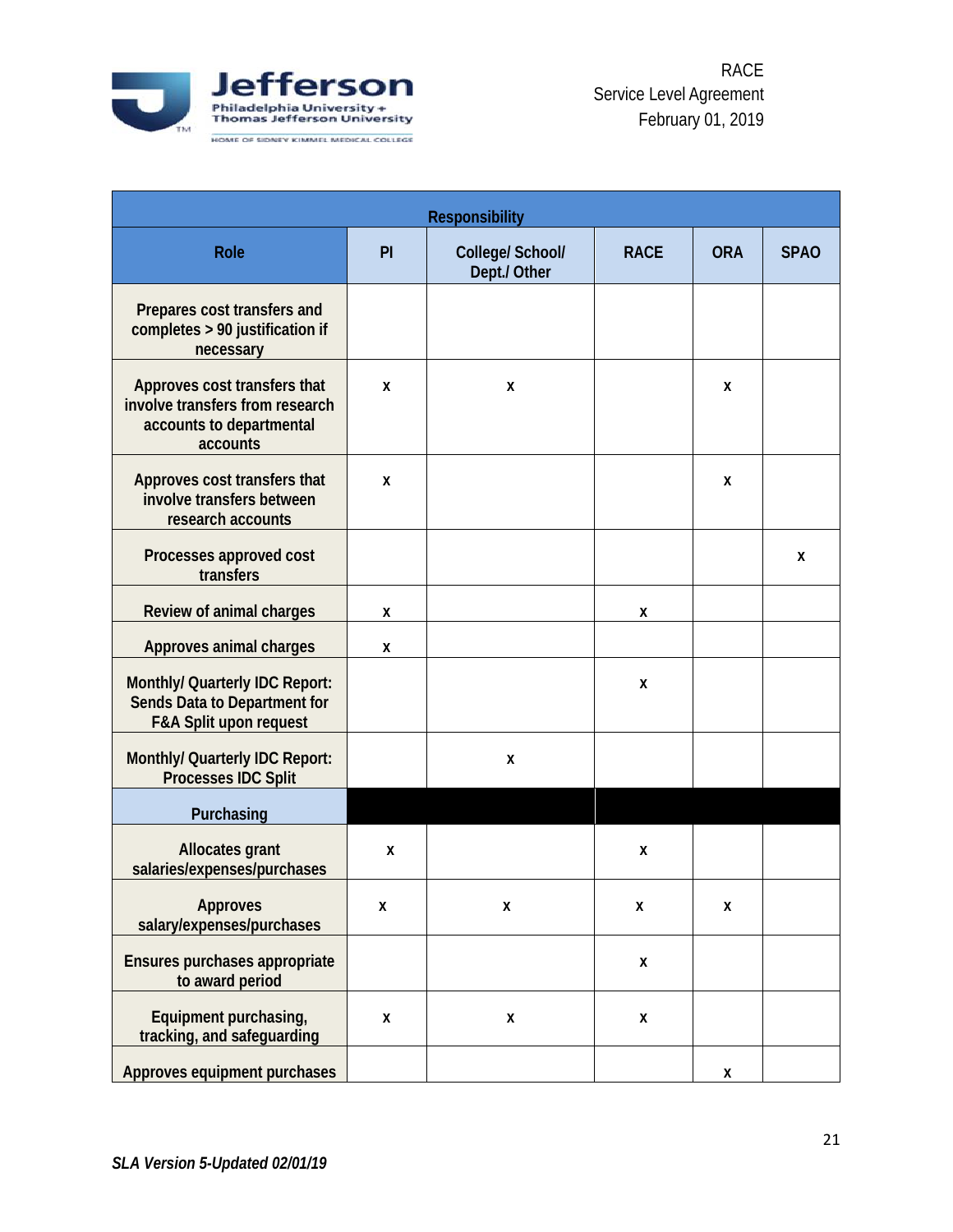| Responsibility | | | | | |
|---|---|---|---|---|---|
| **Role** | **PI** | **College/ School/ Dept./ Other** | **RACE** | **ORA** | **SPAO** |
| Prepares cost transfers and completes > 90 justification if necessary | | | | | |
| Approves cost transfers that involve transfers from research accounts to departmental accounts | x | x | | x | |
| Approves cost transfers that involve transfers between research accounts | x | | | x | |
| Processes approved cost transfers | | | | | x |
| Review of animal charges | x | | x | | |
| Approves animal charges | x | | | | |
| Monthly/ Quarterly IDC Report: Sends Data to Department for F&A Split upon request | | | x | | |
| Monthly/ Quarterly IDC Report: Processes IDC Split | | x | | | |
| **Purchasing** | | | | | |
| Allocates grant salaries/expenses/purchases | x | | x | | |
| Approves salary/expenses/purchases | x | x | x | x | |
| Ensures purchases appropriate to award period | | | x | | |
| Equipment purchasing, tracking, and safeguarding | x | x | x | | |
| Approves equipment purchases | | | | x | |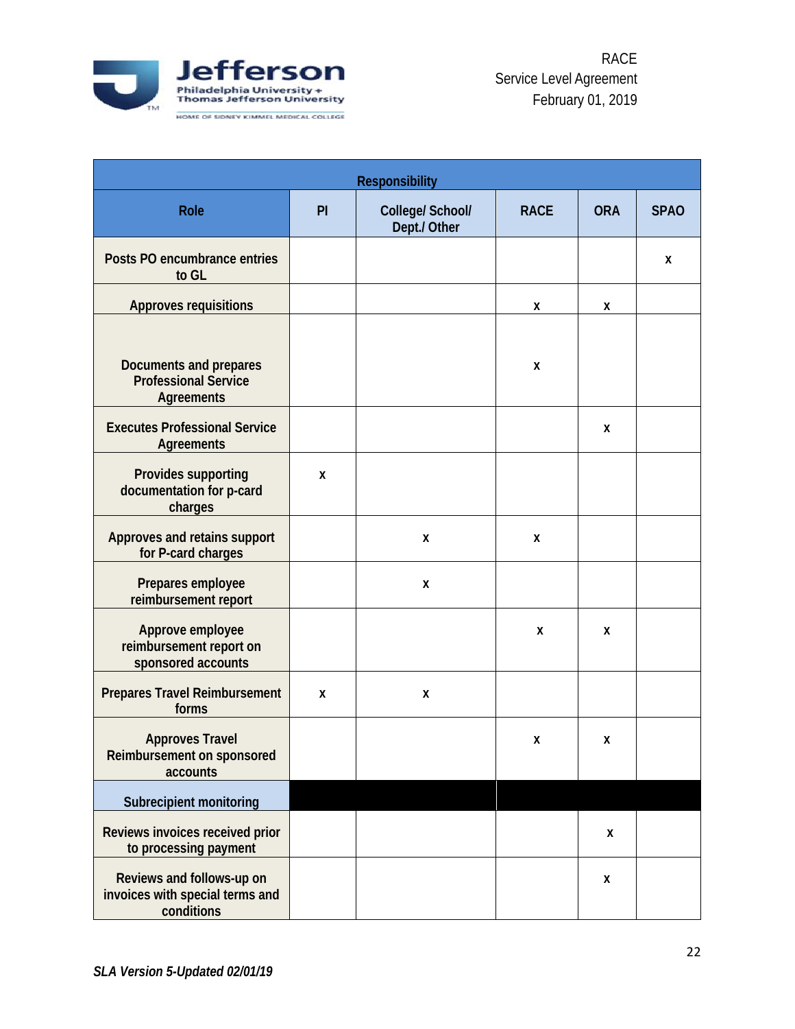| Role | PI | College/ School/ Dept./ Other | RACE | ORA | SPAO |
|---|---|---|---|---|---|
| **Responsibility** | | | | | |
| Posts PO encumbrance entries to GL | | | | | x |
| Approves requisitions | | | x | x | |
| Documents and prepares Professional Service Agreements | | | x | | |
| Executes Professional Service Agreements | | | | x | |
| Provides supporting documentation for p-card charges | x | | | | |
| Approves and retains support for P-card charges | | x | x | | |
| Prepares employee reimbursement report | | x | | | |
| Approve employee reimbursement report on sponsored accounts | | | x | x | |
| Prepares Travel Reimbursement forms | x | x | | | |
| Approves Travel Reimbursement on sponsored accounts | | | x | x | |
| **Subrecipient monitoring** | | | | | |
| Reviews invoices received prior to processing payment | | | | x | |
| Reviews and follows-up on invoices with special terms and conditions | | | | x | |

*SLA Version 5-Updated 02/01/19*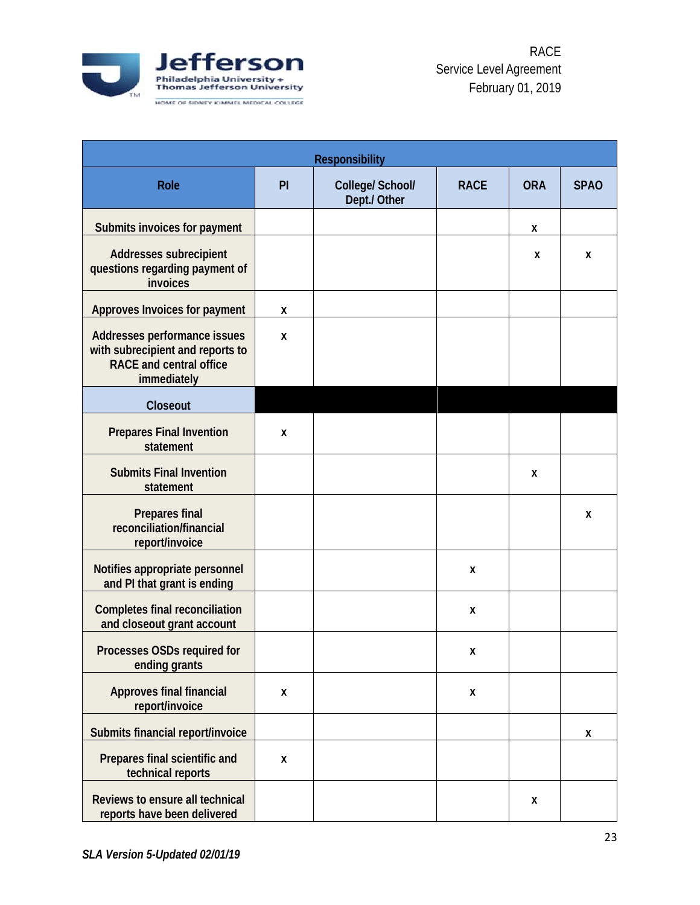| Responsibility | | | | | |
|---|---|---|---|---|---|
| **Role** | **PI** | **College/ School/ Dept./ Other** | **RACE** | **ORA** | **SPAO** |
| Submits invoices for payment | | | | x | |
| Addresses subrecipient questions regarding payment of invoices | | | | x | x |
| Approves Invoices for payment | x | | | | |
| Addresses performance issues with subrecipient and reports to RACE and central office immediately | x | | | | |
| **Closeout** | | | | | |
| Prepares Final Invention statement | x | | | | |
| Submits Final Invention statement | | | | x | |
| Prepares final reconciliation/financial report/invoice | | | | | x |
| Notifies appropriate personnel and PI that grant is ending | | | x | | |
| Completes final reconciliation and closeout grant account | | | x | | |
| Processes OSDs required for ending grants | | | x | | |
| Approves final financial report/invoice | x | | x | | |
| Submits financial report/invoice | | | | | x |
| Prepares final scientific and technical reports | x | | | | |
| Reviews to ensure all technical reports have been delivered | | | | x | |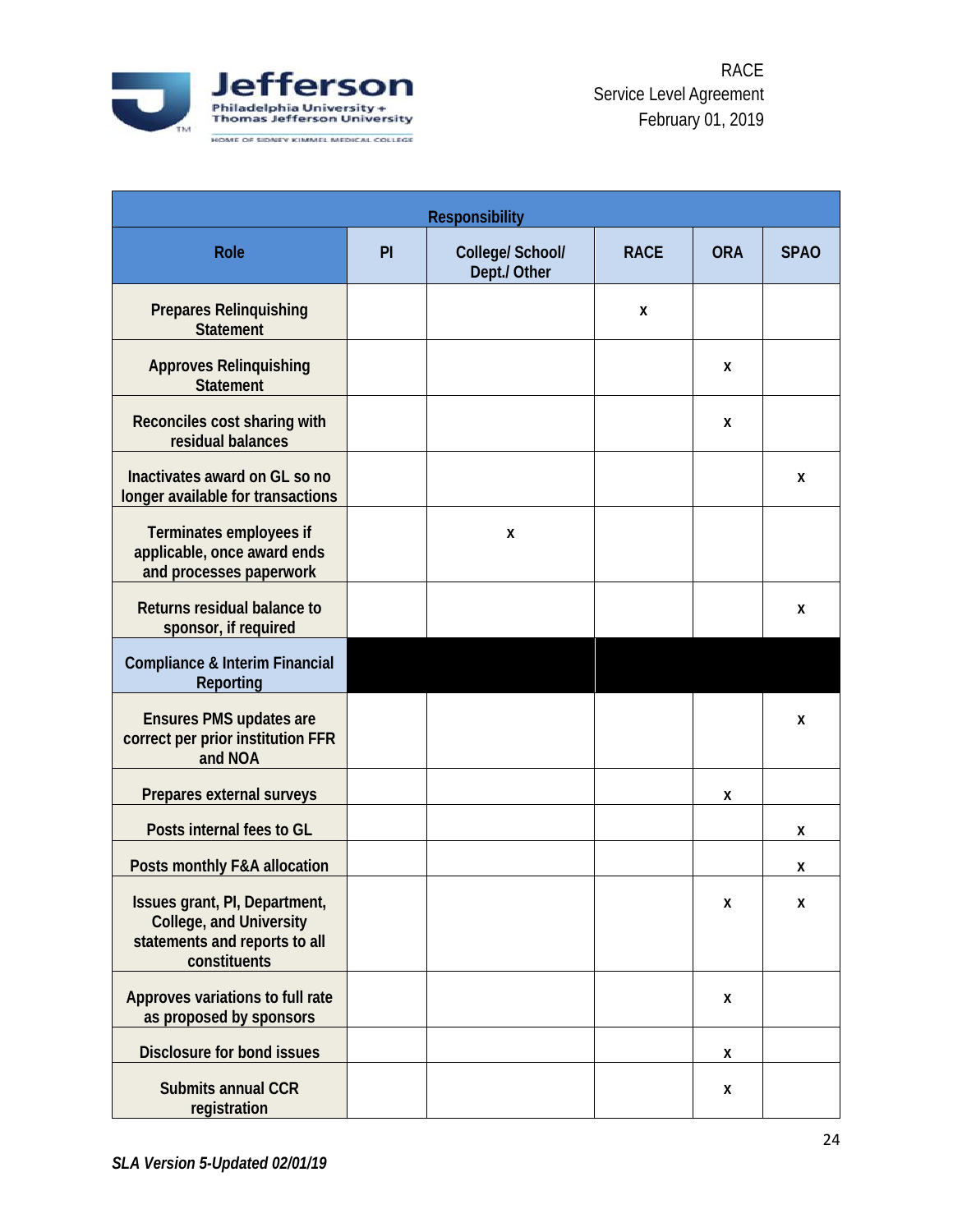| Responsibility | | | | | |
|---|---|---|---|---|---|
| **Role** | **PI** | **College/ School/ Dept./ Other** | **RACE** | **ORA** | **SPAO** |
| Prepares Relinquishing Statement | | | x | | |
| Approves Relinquishing Statement | | | | x | |
| Reconciles cost sharing with residual balances | | | | x | |
| Inactivates award on GL so no longer available for transactions | | | | | x |
| Terminates employees if applicable, once award ends and processes paperwork | | x | | | |
| Returns residual balance to sponsor, if required | | | | | x |
| **Compliance & Interim Financial Reporting** | | | | | |
| Ensures PMS updates are correct per prior institution FFR and NOA | | | | | x |
| Prepares external surveys | | | | x | |
| Posts internal fees to GL | | | | | x |
| Posts monthly F&A allocation | | | | | x |
| Issues grant, PI, Department, College, and University statements and reports to all constituents | | | | x | x |
| Approves variations to full rate as proposed by sponsors | | | | x | |
| Disclosure for bond issues | | | | x | |
| Submits annual CCR registration | | | | x | |

*SLA Version 5-Updated 02/01/19*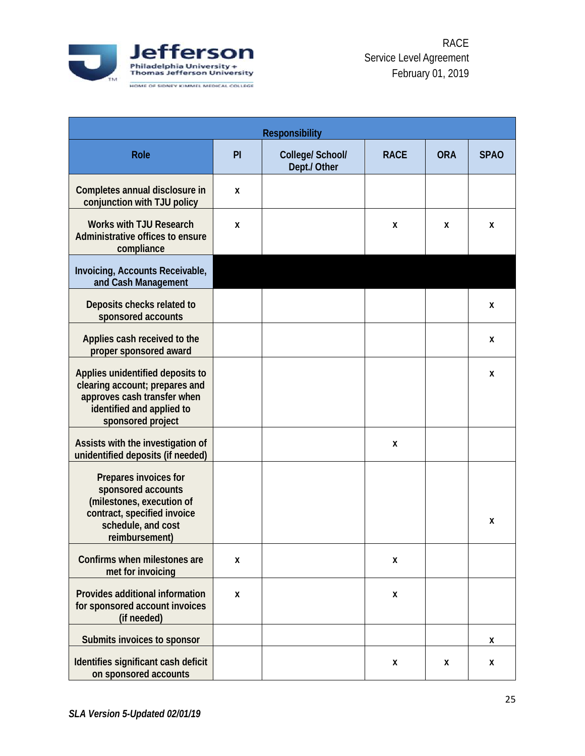| Responsibility | | | | | |
|---|---|---|---|---|---|
| **Role** | **PI** | **College/ School/ Dept./ Other** | **RACE** | **ORA** | **SPAO** |
| Completes annual disclosure in conjunction with TJU policy | x | | | | |
| Works with TJU Research Administrative offices to ensure compliance | x | | x | x | x |
| **Invoicing, Accounts Receivable, and Cash Management** | | | | | |
| Deposits checks related to sponsored accounts | | | | | x |
| Applies cash received to the proper sponsored award | | | | | x |
| Applies unidentified deposits to clearing account; prepares and approves cash transfer when identified and applied to sponsored project | | | | | x |
| Assists with the investigation of unidentified deposits (if needed) | | | x | | |
| Prepares invoices for sponsored accounts (milestones, execution of contract, specified invoice schedule, and cost reimbursement) | | | | | x |
| Confirms when milestones are met for invoicing | x | | x | | |
| Provides additional information for sponsored account invoices (if needed) | x | | x | | |
| Submits invoices to sponsor | | | | | x |
| Identifies significant cash deficit on sponsored accounts | | | x | x | x |

*SLA Version 5-Updated 02/01/19*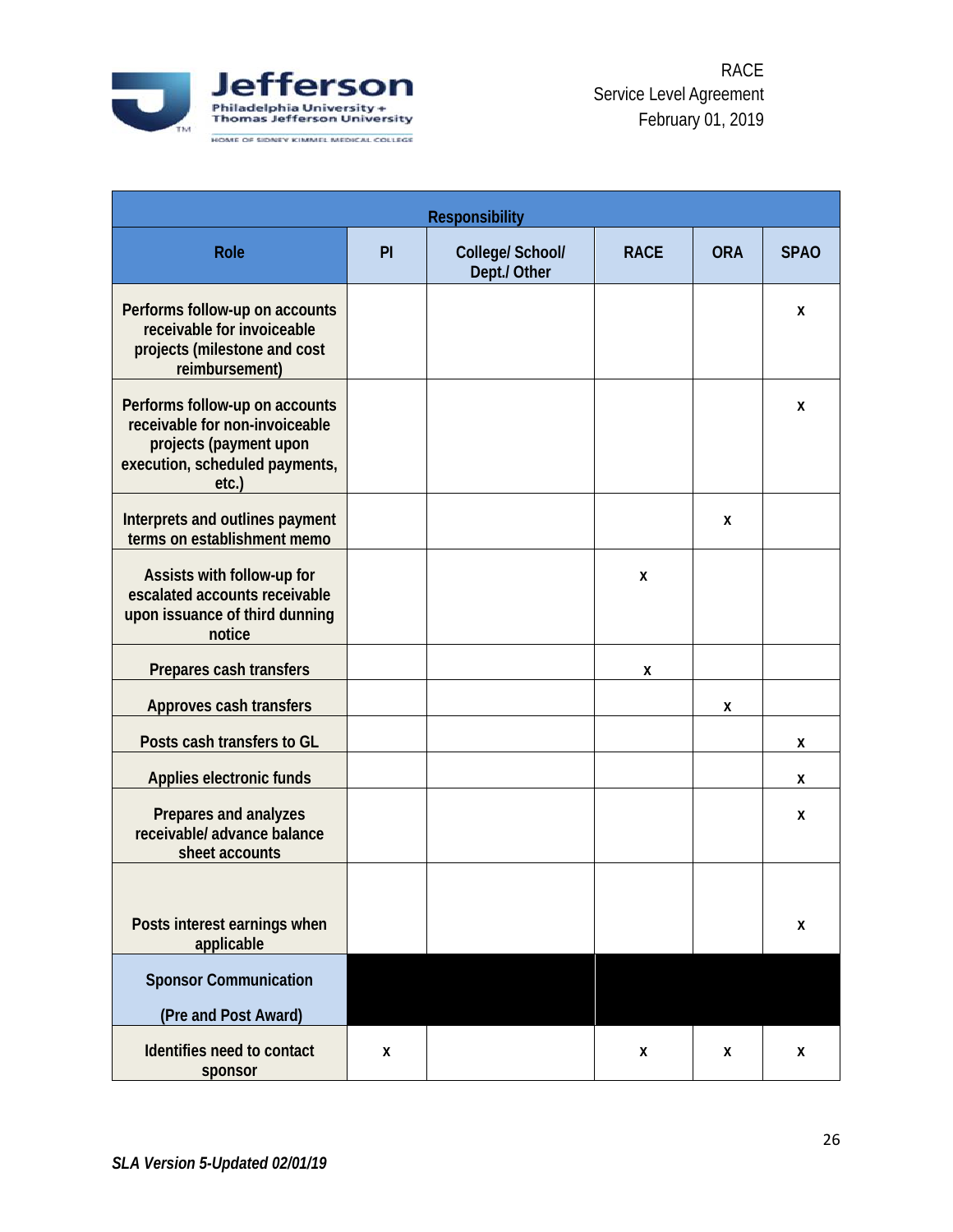| Responsibility | | | | | |
|---|---|---|---|---|---|
| **Role** | **PI** | **College/ School/ Dept./ Other** | **RACE** | **ORA** | **SPAO** |
| Performs follow-up on accounts receivable for invoiceable projects (milestone and cost reimbursement) | | | | | x |
| Performs follow-up on accounts receivable for non-invoiceable projects (payment upon execution, scheduled payments, etc.) | | | | | x |
| Interprets and outlines payment terms on establishment memo | | | | x | |
| Assists with follow-up for escalated accounts receivable upon issuance of third dunning notice | | | x | | |
| Prepares cash transfers | | | x | | |
| Approves cash transfers | | | | x | |
| Posts cash transfers to GL | | | | | x |
| Applies electronic funds | | | | | x |
| Prepares and analyzes receivable/ advance balance sheet accounts | | | | | x |
| Posts interest earnings when applicable | | | | | x |
| **Sponsor Communication (Pre and Post Award)** | | | | | |
| Identifies need to contact sponsor | x | | x | x | x |

*SLA Version 5-Updated 02/01/19*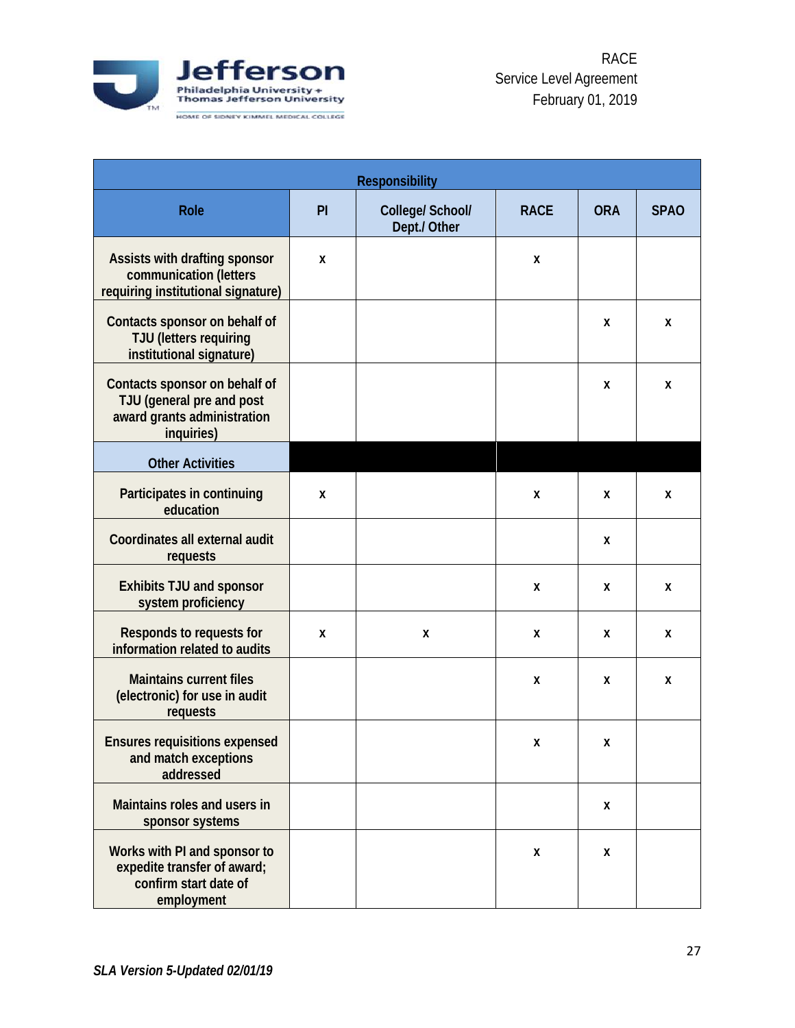| Responsibility | | | | | |
|---|---|---|---|---|---|
| **Role** | **PI** | **College/ School/ Dept./ Other** | **RACE** | **ORA** | **SPAO** |
| Assists with drafting sponsor communication (letters requiring institutional signature) | x | | x | | |
| Contacts sponsor on behalf of TJU (letters requiring institutional signature) | | | | x | x |
| Contacts sponsor on behalf of TJU (general pre and post award grants administration inquiries) | | | | x | x |
| **Other Activities** | | | | | |
| Participates in continuing education | x | | x | x | x |
| Coordinates all external audit requests | | | | x | |
| Exhibits TJU and sponsor system proficiency | | | x | x | x |
| Responds to requests for information related to audits | x | x | x | x | x |
| Maintains current files (electronic) for use in audit requests | | | x | x | x |
| Ensures requisitions expensed and match exceptions addressed | | | x | x | |
| Maintains roles and users in sponsor systems | | | | x | |
| Works with PI and sponsor to expedite transfer of award; confirm start date of employment | | | x | x | |

*SLA Version 5-Updated 02/01/19*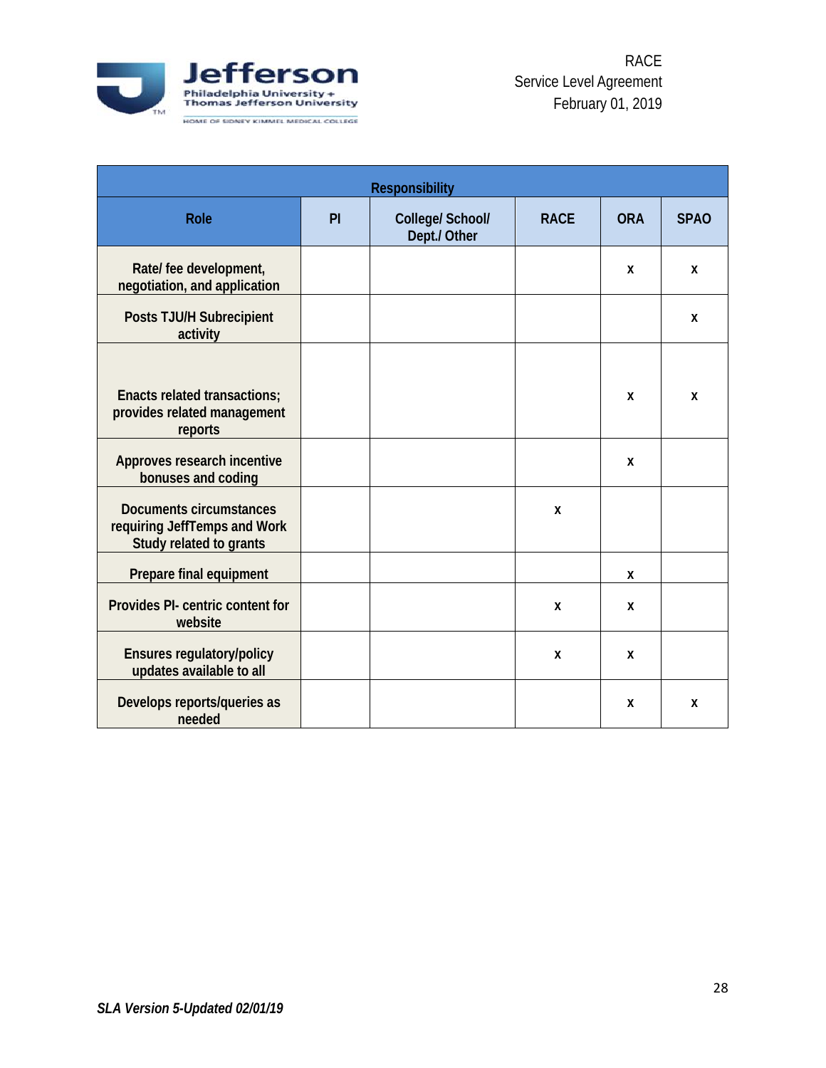| Responsibility | | | | | |
|---|---|---|---|---|---|
| Role | PI | College/ School/ Dept./ Other | RACE | ORA | SPAO |
| Rate/ fee development, negotiation, and application | | | | x | x |
| Posts TJU/H Subrecipient activity | | | | | x |
| Enacts related transactions; provides related management reports | | | | x | x |
| Approves research incentive bonuses and coding | | | | x | |
| Documents circumstances requiring JeffTemps and Work Study related to grants | | | x | | |
| Prepare final equipment | | | | x | |
| Provides PI- centric content for website | | | x | x | |
| Ensures regulatory/policy updates available to all | | | x | x | |
| Develops reports/queries as needed | | | | x | x |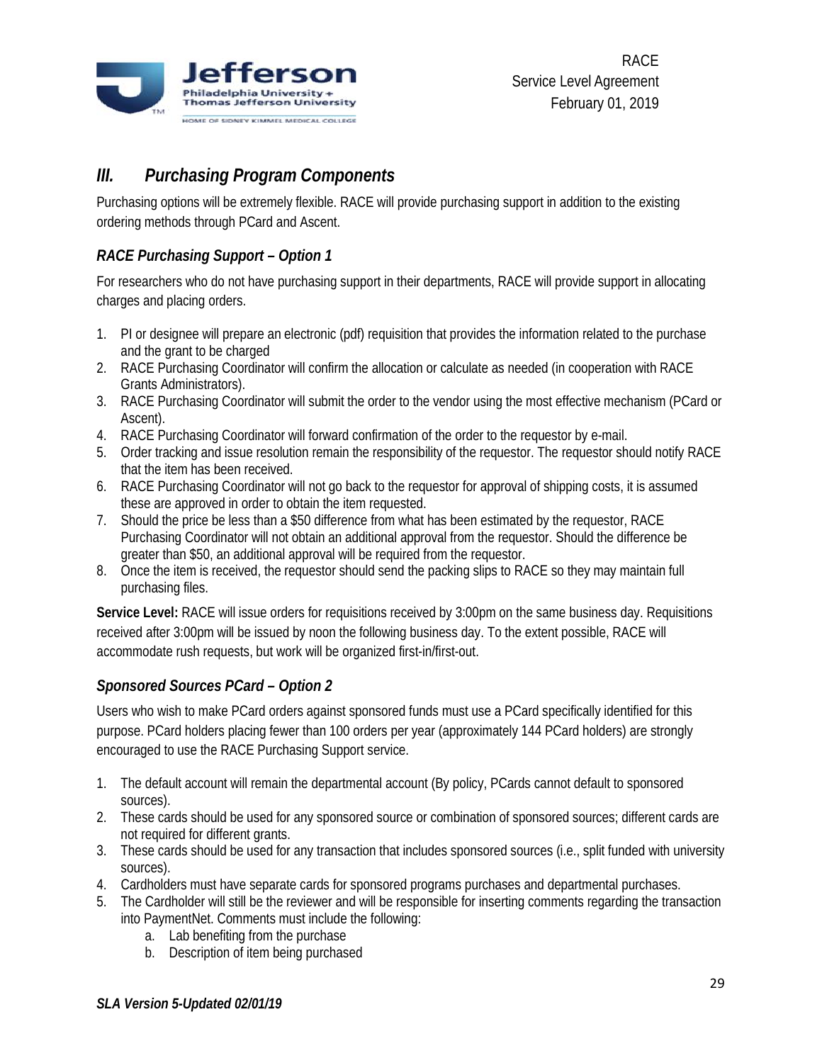## III. Purchasing Program Components

Purchasing options will be extremely flexible. RACE will provide purchasing support in addition to the existing ordering methods through PCard and Ascent.

### *RACE Purchasing Support – Option 1*

For researchers who do not have purchasing support in their departments, RACE will provide support in allocating charges and placing orders.

1. PI or designee will prepare an electronic (pdf) requisition that provides the information related to the purchase and the grant to be charged
2. RACE Purchasing Coordinator will confirm the allocation or calculate as needed (in cooperation with RACE Grants Administrators).
3. RACE Purchasing Coordinator will submit the order to the vendor using the most effective mechanism (PCard or Ascent).
4. RACE Purchasing Coordinator will forward confirmation of the order to the requestor by e-mail.
5. Order tracking and issue resolution remain the responsibility of the requestor. The requestor should notify RACE that the item has been received.
6. RACE Purchasing Coordinator will not go back to the requestor for approval of shipping costs, it is assumed these are approved in order to obtain the item requested.
7. Should the price be less than a $50 difference from what has been estimated by the requestor, RACE Purchasing Coordinator will not obtain an additional approval from the requestor. Should the difference be greater than $50, an additional approval will be required from the requestor.
8. Once the item is received, the requestor should send the packing slips to RACE so they may maintain full purchasing files.

**Service Level:** RACE will issue orders for requisitions received by 3:00pm on the same business day. Requisitions received after 3:00pm will be issued by noon the following business day. To the extent possible, RACE will accommodate rush requests, but work will be organized first-in/first-out.

### *Sponsored Sources PCard – Option 2*

Users who wish to make PCard orders against sponsored funds must use a PCard specifically identified for this purpose. PCard holders placing fewer than 100 orders per year (approximately 144 PCard holders) are strongly encouraged to use the RACE Purchasing Support service.

1. The default account will remain the departmental account (By policy, PCards cannot default to sponsored sources).
2. These cards should be used for any sponsored source or combination of sponsored sources; different cards are not required for different grants.
3. These cards should be used for any transaction that includes sponsored sources (i.e., split funded with university sources).
4. Cardholders must have separate cards for sponsored programs purchases and departmental purchases.
5. The Cardholder will still be the reviewer and will be responsible for inserting comments regarding the transaction into PaymentNet. Comments must include the following:
    a. Lab benefiting from the purchase
    b. Description of item being purchased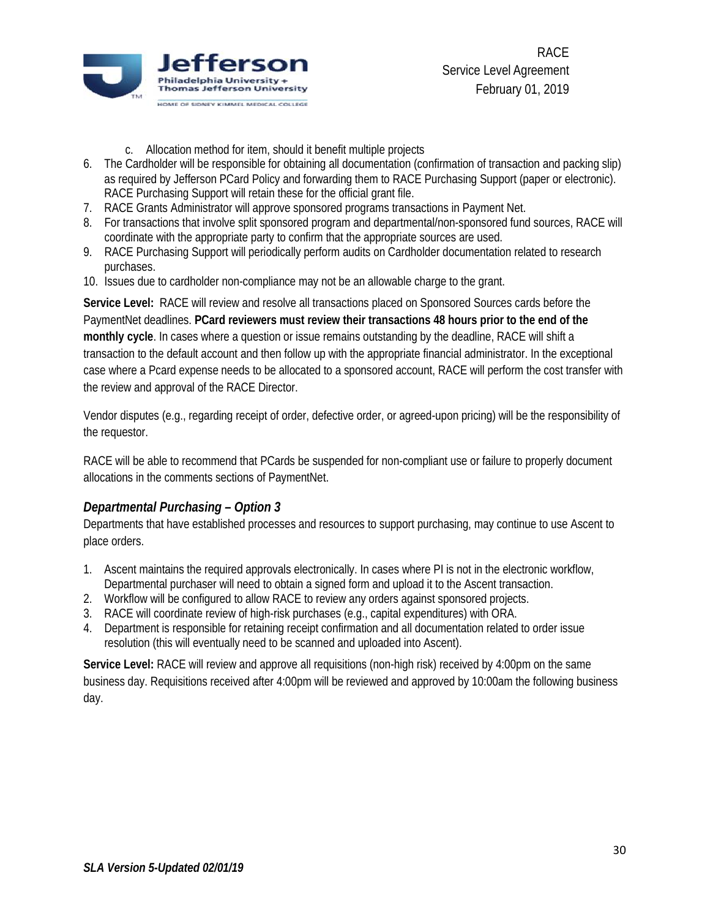c. Allocation method for item, should it benefit multiple projects

6. The Cardholder will be responsible for obtaining all documentation (confirmation of transaction and packing slip) as required by Jefferson PCard Policy and forwarding them to RACE Purchasing Support (paper or electronic). RACE Purchasing Support will retain these for the official grant file.
7. RACE Grants Administrator will approve sponsored programs transactions in Payment Net.
8. For transactions that involve split sponsored program and departmental/non-sponsored fund sources, RACE will coordinate with the appropriate party to confirm that the appropriate sources are used.
9. RACE Purchasing Support will periodically perform audits on Cardholder documentation related to research purchases.
10. Issues due to cardholder non-compliance may not be an allowable charge to the grant.

**Service Level:** RACE will review and resolve all transactions placed on Sponsored Sources cards before the PaymentNet deadlines. **PCard reviewers must review their transactions 48 hours prior to the end of the monthly cycle**. In cases where a question or issue remains outstanding by the deadline, RACE will shift a transaction to the default account and then follow up with the appropriate financial administrator. In the exceptional case where a Pcard expense needs to be allocated to a sponsored account, RACE will perform the cost transfer with the review and approval of the RACE Director.

Vendor disputes (e.g., regarding receipt of order, defective order, or agreed-upon pricing) will be the responsibility of the requestor.

RACE will be able to recommend that PCards be suspended for non-compliant use or failure to properly document allocations in the comments sections of PaymentNet.

### *Departmental Purchasing – Option 3*

Departments that have established processes and resources to support purchasing, may continue to use Ascent to place orders.

1. Ascent maintains the required approvals electronically. In cases where PI is not in the electronic workflow, Departmental purchaser will need to obtain a signed form and upload it to the Ascent transaction.
2. Workflow will be configured to allow RACE to review any orders against sponsored projects.
3. RACE will coordinate review of high-risk purchases (e.g., capital expenditures) with ORA.
4. Department is responsible for retaining receipt confirmation and all documentation related to order issue resolution (this will eventually need to be scanned and uploaded into Ascent).

**Service Level:** RACE will review and approve all requisitions (non-high risk) received by 4:00pm on the same business day. Requisitions received after 4:00pm will be reviewed and approved by 10:00am the following business day.